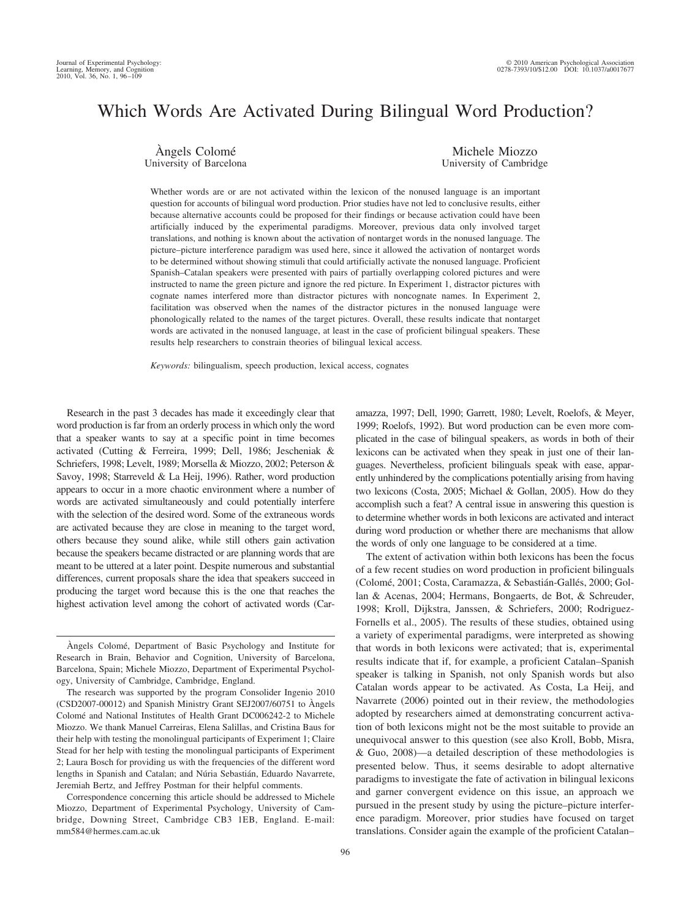# Which Words Are Activated During Bilingual Word Production?

Àngels Colomé
University of Barcelona

Michele Miozzo
University of Cambridge

Whether words are or are not activated within the lexicon of the nonused language is an important question for accounts of bilingual word production. Prior studies have not led to conclusive results, either because alternative accounts could be proposed for their findings or because activation could have been artificially induced by the experimental paradigms. Moreover, previous data only involved target translations, and nothing is known about the activation of nontarget words in the nonused language. The picture–picture interference paradigm was used here, since it allowed the activation of nontarget words to be determined without showing stimuli that could artificially activate the nonused language. Proficient Spanish–Catalan speakers were presented with pairs of partially overlapping colored pictures and were instructed to name the green picture and ignore the red picture. In Experiment 1, distractor pictures with cognate names interfered more than distractor pictures with noncognate names. In Experiment 2, facilitation was observed when the names of the distractor pictures in the nonused language were phonologically related to the names of the target pictures. Overall, these results indicate that nontarget words are activated in the nonused language, at least in the case of proficient bilingual speakers. These results help researchers to constrain theories of bilingual lexical access.

*Keywords:* bilingualism, speech production, lexical access, cognates

Research in the past 3 decades has made it exceedingly clear that word production is far from an orderly process in which only the word that a speaker wants to say at a specific point in time becomes activated (Cutting & Ferreira, 1999; Dell, 1986; Jescheniak & Schriefers, 1998; Levelt, 1989; Morsella & Miozzo, 2002; Peterson & Savoy, 1998; Starreveld & La Heij, 1996). Rather, word production appears to occur in a more chaotic environment where a number of words are activated simultaneously and could potentially interfere with the selection of the desired word. Some of the extraneous words are activated because they are close in meaning to the target word, others because they sound alike, while still others gain activation because the speakers became distracted or are planning words that are meant to be uttered at a later point. Despite numerous and substantial differences, current proposals share the idea that speakers succeed in producing the target word because this is the one that reaches the highest activation level among the cohort of activated words (Caramazza, 1997; Dell, 1990; Garrett, 1980; Levelt, Roelofs, & Meyer, 1999; Roelofs, 1992). But word production can be even more complicated in the case of bilingual speakers, as words in both of their lexicons can be activated when they speak in just one of their languages. Nevertheless, proficient bilinguals speak with ease, apparently unhindered by the complications potentially arising from having two lexicons (Costa, 2005; Michael & Gollan, 2005). How do they accomplish such a feat? A central issue in answering this question is to determine whether words in both lexicons are activated and interact during word production or whether there are mechanisms that allow the words of only one language to be considered at a time.

The extent of activation within both lexicons has been the focus of a few recent studies on word production in proficient bilinguals (Colomé, 2001; Costa, Caramazza, & Sebastián-Gallés, 2000; Gollan & Acenas, 2004; Hermans, Bongaerts, de Bot, & Schreuder, 1998; Kroll, Dijkstra, Janssen, & Schriefers, 2000; Rodriguez-Fornells et al., 2005). The results of these studies, obtained using a variety of experimental paradigms, were interpreted as showing that words in both lexicons were activated; that is, experimental results indicate that if, for example, a proficient Catalan–Spanish speaker is talking in Spanish, not only Spanish words but also Catalan words appear to be activated. As Costa, La Heij, and Navarrete (2006) pointed out in their review, the methodologies adopted by researchers aimed at demonstrating concurrent activation of both lexicons might not be the most suitable to provide an unequivocal answer to this question (see also Kroll, Bobb, Misra, & Guo, 2008)—a detailed description of these methodologies is presented below. Thus, it seems desirable to adopt alternative paradigms to investigate the fate of activation in bilingual lexicons and garner convergent evidence on this issue, an approach we pursued in the present study by using the picture–picture interference paradigm. Moreover, prior studies have focused on target translations. Consider again the example of the proficient Catalan–

Àngels Colomé, Department of Basic Psychology and Institute for Research in Brain, Behavior and Cognition, University of Barcelona, Barcelona, Spain; Michele Miozzo, Department of Experimental Psychology, University of Cambridge, Cambridge, England.

The research was supported by the program Consolider Ingenio 2010 (CSD2007-00012) and Spanish Ministry Grant SEJ2007/60751 to Àngels Colomé and National Institutes of Health Grant DC006242-2 to Michele Miozzo. We thank Manuel Carreiras, Elena Salillas, and Cristina Baus for their help with testing the monolingual participants of Experiment 1; Claire Stead for her help with testing the monolingual participants of Experiment 2; Laura Bosch for providing us with the frequencies of the different word lengths in Spanish and Catalan; and Núria Sebastián, Eduardo Navarrete, Jeremiah Bertz, and Jeffrey Postman for their helpful comments.

Correspondence concerning this article should be addressed to Michele Miozzo, Department of Experimental Psychology, University of Cambridge, Downing Street, Cambridge CB3 1EB, England. E-mail: mm584@hermes.cam.ac.uk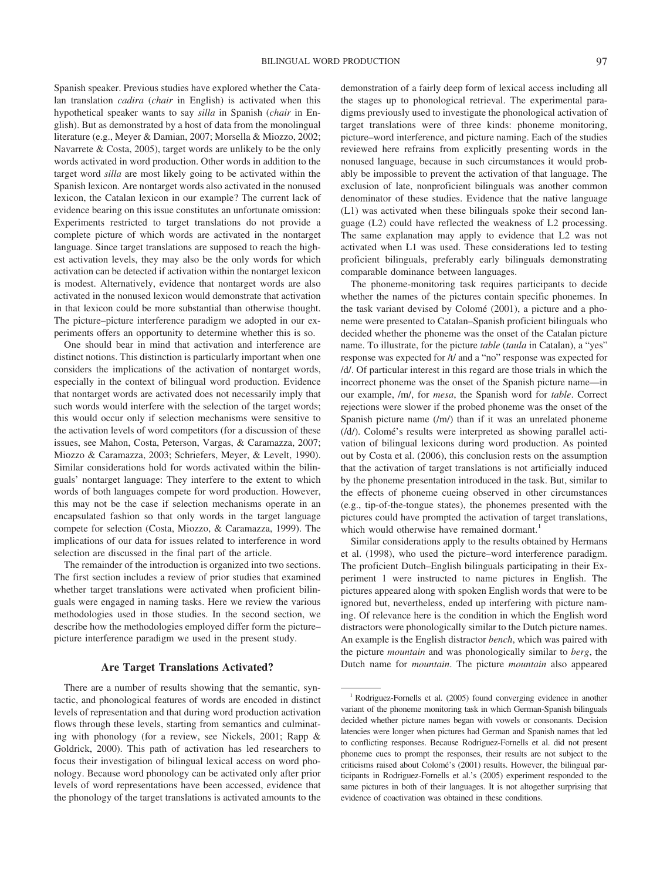Spanish speaker. Previous studies have explored whether the Catalan translation *cadira* (*chair* in English) is activated when this hypothetical speaker wants to say *silla* in Spanish (*chair* in English). But as demonstrated by a host of data from the monolingual literature (e.g., Meyer & Damian, 2007; Morsella & Miozzo, 2002; Navarrete & Costa, 2005), target words are unlikely to be the only words activated in word production. Other words in addition to the target word *silla* are most likely going to be activated within the Spanish lexicon. Are nontarget words also activated in the nonused lexicon, the Catalan lexicon in our example? The current lack of evidence bearing on this issue constitutes an unfortunate omission: Experiments restricted to target translations do not provide a complete picture of which words are activated in the nontarget language. Since target translations are supposed to reach the highest activation levels, they may also be the only words for which activation can be detected if activation within the nontarget lexicon is modest. Alternatively, evidence that nontarget words are also activated in the nonused lexicon would demonstrate that activation in that lexicon could be more substantial than otherwise thought. The picture–picture interference paradigm we adopted in our experiments offers an opportunity to determine whether this is so.

One should bear in mind that activation and interference are distinct notions. This distinction is particularly important when one considers the implications of the activation of nontarget words, especially in the context of bilingual word production. Evidence that nontarget words are activated does not necessarily imply that such words would interfere with the selection of the target words; this would occur only if selection mechanisms were sensitive to the activation levels of word competitors (for a discussion of these issues, see Mahon, Costa, Peterson, Vargas, & Caramazza, 2007; Miozzo & Caramazza, 2003; Schriefers, Meyer, & Levelt, 1990). Similar considerations hold for words activated within the bilinguals' nontarget language: They interfere to the extent to which words of both languages compete for word production. However, this may not be the case if selection mechanisms operate in an encapsulated fashion so that only words in the target language compete for selection (Costa, Miozzo, & Caramazza, 1999). The implications of our data for issues related to interference in word selection are discussed in the final part of the article.

The remainder of the introduction is organized into two sections. The first section includes a review of prior studies that examined whether target translations were activated when proficient bilinguals were engaged in naming tasks. Here we review the various methodologies used in those studies. In the second section, we describe how the methodologies employed differ form the picture–picture interference paradigm we used in the present study.

## Are Target Translations Activated?

There are a number of results showing that the semantic, syntactic, and phonological features of words are encoded in distinct levels of representation and that during word production activation flows through these levels, starting from semantics and culminating with phonology (for a review, see Nickels, 2001; Rapp & Goldrick, 2000). This path of activation has led researchers to focus their investigation of bilingual lexical access on word phonology. Because word phonology can be activated only after prior levels of word representations have been accessed, evidence that the phonology of the target translations is activated amounts to the demonstration of a fairly deep form of lexical access including all the stages up to phonological retrieval. The experimental paradigms previously used to investigate the phonological activation of target translations were of three kinds: phoneme monitoring, picture–word interference, and picture naming. Each of the studies reviewed here refrains from explicitly presenting words in the nonused language, because in such circumstances it would probably be impossible to prevent the activation of that language. The exclusion of late, nonproficient bilinguals was another common denominator of these studies. Evidence that the native language (L1) was activated when these bilinguals spoke their second language (L2) could have reflected the weakness of L2 processing. The same explanation may apply to evidence that L2 was not activated when L1 was used. These considerations led to testing proficient bilinguals, preferably early bilinguals demonstrating comparable dominance between languages.

The phoneme-monitoring task requires participants to decide whether the names of the pictures contain specific phonemes. In the task variant devised by Colomé (2001), a picture and a phoneme were presented to Catalan–Spanish proficient bilinguals who decided whether the phoneme was the onset of the Catalan picture name. To illustrate, for the picture *table* (*taula* in Catalan), a "yes" response was expected for /t/ and a "no" response was expected for /d/. Of particular interest in this regard are those trials in which the incorrect phoneme was the onset of the Spanish picture name—in our example, /m/, for *mesa*, the Spanish word for *table*. Correct rejections were slower if the probed phoneme was the onset of the Spanish picture name (/m/) than if it was an unrelated phoneme (/d/). Colomé's results were interpreted as showing parallel activation of bilingual lexicons during word production. As pointed out by Costa et al. (2006), this conclusion rests on the assumption that the activation of target translations is not artificially induced by the phoneme presentation introduced in the task. But, similar to the effects of phoneme cueing observed in other circumstances (e.g., tip-of-the-tongue states), the phonemes presented with the pictures could have prompted the activation of target translations, which would otherwise have remained dormant.[1]

Similar considerations apply to the results obtained by Hermans et al. (1998), who used the picture–word interference paradigm. The proficient Dutch–English bilinguals participating in their Experiment 1 were instructed to name pictures in English. The pictures appeared along with spoken English words that were to be ignored but, nevertheless, ended up interfering with picture naming. Of relevance here is the condition in which the English word distractors were phonologically similar to the Dutch picture names. An example is the English distractor *bench*, which was paired with the picture *mountain* and was phonologically similar to *berg*, the Dutch name for *mountain*. The picture *mountain* also appeared

[1] Rodriguez-Fornells et al. (2005) found converging evidence in another variant of the phoneme monitoring task in which German-Spanish bilinguals decided whether picture names began with vowels or consonants. Decision latencies were longer when pictures had German and Spanish names that led to conflicting responses. Because Rodriguez-Fornells et al. did not present phoneme cues to prompt the responses, their results are not subject to the criticisms raised about Colomé's (2001) results. However, the bilingual participants in Rodriguez-Fornells et al.'s (2005) experiment responded to the same pictures in both of their languages. It is not altogether surprising that evidence of coactivation was obtained in these conditions.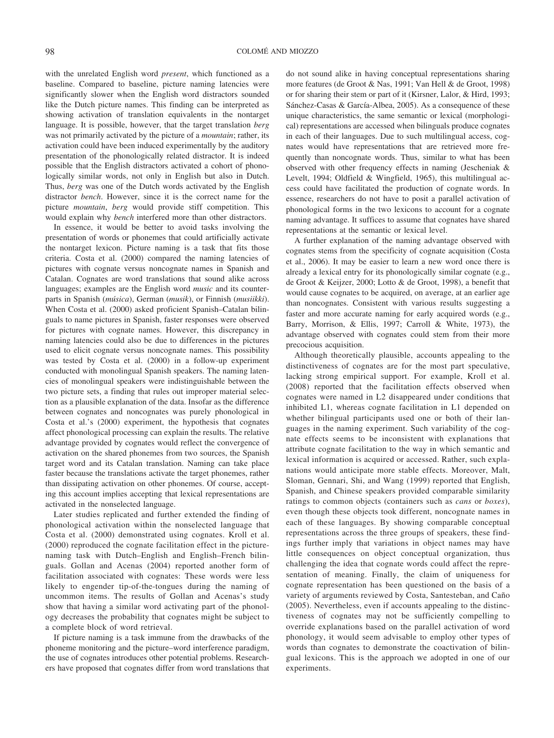with the unrelated English word *present*, which functioned as a baseline. Compared to baseline, picture naming latencies were significantly slower when the English word distractors sounded like the Dutch picture names. This finding can be interpreted as showing activation of translation equivalents in the nontarget language. It is possible, however, that the target translation *berg* was not primarily activated by the picture of a *mountain*; rather, its activation could have been induced experimentally by the auditory presentation of the phonologically related distractor. It is indeed possible that the English distractors activated a cohort of phonologically similar words, not only in English but also in Dutch. Thus, *berg* was one of the Dutch words activated by the English distractor *bench*. However, since it is the correct name for the picture *mountain*, *berg* would provide stiff competition. This would explain why *bench* interfered more than other distractors.

In essence, it would be better to avoid tasks involving the presentation of words or phonemes that could artificially activate the nontarget lexicon. Picture naming is a task that fits those criteria. Costa et al. (2000) compared the naming latencies of pictures with cognate versus noncognate names in Spanish and Catalan. Cognates are word translations that sound alike across languages; examples are the English word *music* and its counterparts in Spanish (*música*), German (*musik*), or Finnish (*musiikki*). When Costa et al. (2000) asked proficient Spanish–Catalan bilinguals to name pictures in Spanish, faster responses were observed for pictures with cognate names. However, this discrepancy in naming latencies could also be due to differences in the pictures used to elicit cognate versus noncognate names. This possibility was tested by Costa et al. (2000) in a follow-up experiment conducted with monolingual Spanish speakers. The naming latencies of monolingual speakers were indistinguishable between the two picture sets, a finding that rules out improper material selection as a plausible explanation of the data. Insofar as the difference between cognates and noncognates was purely phonological in Costa et al.'s (2000) experiment, the hypothesis that cognates affect phonological processing can explain the results. The relative advantage provided by cognates would reflect the convergence of activation on the shared phonemes from two sources, the Spanish target word and its Catalan translation. Naming can take place faster because the translations activate the target phonemes, rather than dissipating activation on other phonemes. Of course, accepting this account implies accepting that lexical representations are activated in the nonselected language.

Later studies replicated and further extended the finding of phonological activation within the nonselected language that Costa et al. (2000) demonstrated using cognates. Kroll et al. (2000) reproduced the cognate facilitation effect in the picture-naming task with Dutch–English and English–French bilinguals. Gollan and Acenas (2004) reported another form of facilitation associated with cognates: These words were less likely to engender tip-of-the-tongues during the naming of uncommon items. The results of Gollan and Acenas's study show that having a similar word activating part of the phonology decreases the probability that cognates might be subject to a complete block of word retrieval.

If picture naming is a task immune from the drawbacks of the phoneme monitoring and the picture–word interference paradigm, the use of cognates introduces other potential problems. Researchers have proposed that cognates differ from word translations that do not sound alike in having conceptual representations sharing more features (de Groot & Nas, 1991; Van Hell & de Groot, 1998) or for sharing their stem or part of it (Kirsner, Lalor, & Hird, 1993; Sánchez-Casas & García-Albea, 2005). As a consequence of these unique characteristics, the same semantic or lexical (morphological) representations are accessed when bilinguals produce cognates in each of their languages. Due to such multilingual access, cognates would have representations that are retrieved more frequently than noncognate words. Thus, similar to what has been observed with other frequency effects in naming (Jescheniak & Levelt, 1994; Oldfield & Wingfield, 1965), this multilingual access could have facilitated the production of cognate words. In essence, researchers do not have to posit a parallel activation of phonological forms in the two lexicons to account for a cognate naming advantage. It suffices to assume that cognates have shared representations at the semantic or lexical level.

A further explanation of the naming advantage observed with cognates stems from the specificity of cognate acquisition (Costa et al., 2006). It may be easier to learn a new word once there is already a lexical entry for its phonologically similar cognate (e.g., de Groot & Keijzer, 2000; Lotto & de Groot, 1998), a benefit that would cause cognates to be acquired, on average, at an earlier age than noncognates. Consistent with various results suggesting a faster and more accurate naming for early acquired words (e.g., Barry, Morrison, & Ellis, 1997; Carroll & White, 1973), the advantage observed with cognates could stem from their more precocious acquisition.

Although theoretically plausible, accounts appealing to the distinctiveness of cognates are for the most part speculative, lacking strong empirical support. For example, Kroll et al. (2008) reported that the facilitation effects observed when cognates were named in L2 disappeared under conditions that inhibited L1, whereas cognate facilitation in L1 depended on whether bilingual participants used one or both of their languages in the naming experiment. Such variability of the cognate effects seems to be inconsistent with explanations that attribute cognate facilitation to the way in which semantic and lexical information is acquired or accessed. Rather, such explanations would anticipate more stable effects. Moreover, Malt, Sloman, Gennari, Shi, and Wang (1999) reported that English, Spanish, and Chinese speakers provided comparable similarity ratings to common objects (containers such as *cans* or *boxes*), even though these objects took different, noncognate names in each of these languages. By showing comparable conceptual representations across the three groups of speakers, these findings further imply that variations in object names may have little consequences on object conceptual organization, thus challenging the idea that cognate words could affect the representation of meaning. Finally, the claim of uniqueness for cognate representation has been questioned on the basis of a variety of arguments reviewed by Costa, Santesteban, and Caño (2005). Nevertheless, even if accounts appealing to the distinctiveness of cognates may not be sufficiently compelling to override explanations based on the parallel activation of word phonology, it would seem advisable to employ other types of words than cognates to demonstrate the coactivation of bilingual lexicons. This is the approach we adopted in one of our experiments.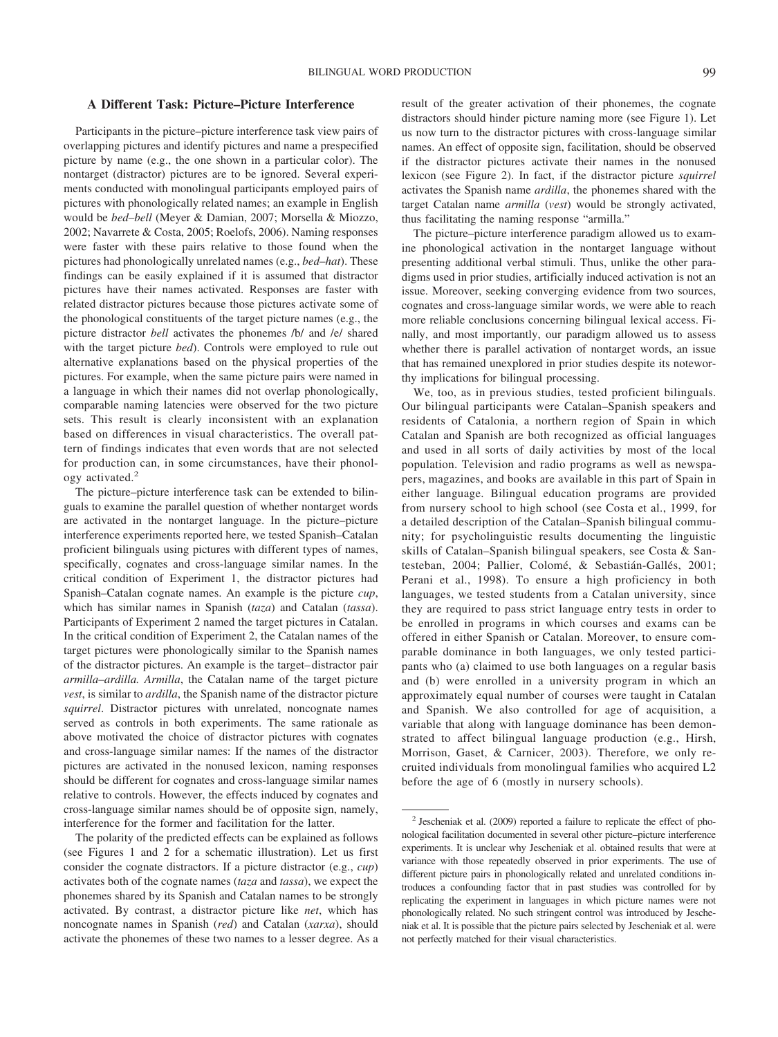## A Different Task: Picture–Picture Interference

Participants in the picture–picture interference task view pairs of overlapping pictures and identify pictures and name a prespecified picture by name (e.g., the one shown in a particular color). The nontarget (distractor) pictures are to be ignored. Several experiments conducted with monolingual participants employed pairs of pictures with phonologically related names; an example in English would be *bed–bell* (Meyer & Damian, 2007; Morsella & Miozzo, 2002; Navarrete & Costa, 2005; Roelofs, 2006). Naming responses were faster with these pairs relative to those found when the pictures had phonologically unrelated names (e.g., *bed–hat*). These findings can be easily explained if it is assumed that distractor pictures have their names activated. Responses are faster with related distractor pictures because those pictures activate some of the phonological constituents of the target picture names (e.g., the picture distractor *bell* activates the phonemes /b/ and /e/ shared with the target picture *bed*). Controls were employed to rule out alternative explanations based on the physical properties of the pictures. For example, when the same picture pairs were named in a language in which their names did not overlap phonologically, comparable naming latencies were observed for the two picture sets. This result is clearly inconsistent with an explanation based on differences in visual characteristics. The overall pattern of findings indicates that even words that are not selected for production can, in some circumstances, have their phonology activated.[2]

The picture–picture interference task can be extended to bilinguals to examine the parallel question of whether nontarget words are activated in the nontarget language. In the picture–picture interference experiments reported here, we tested Spanish–Catalan proficient bilinguals using pictures with different types of names, specifically, cognates and cross-language similar names. In the critical condition of Experiment 1, the distractor pictures had Spanish–Catalan cognate names. An example is the picture *cup*, which has similar names in Spanish (*taza*) and Catalan (*tassa*). Participants of Experiment 2 named the target pictures in Catalan. In the critical condition of Experiment 2, the Catalan names of the target pictures were phonologically similar to the Spanish names of the distractor pictures. An example is the target–distractor pair *armilla–ardilla. Armilla*, the Catalan name of the target picture *vest*, is similar to *ardilla*, the Spanish name of the distractor picture *squirrel*. Distractor pictures with unrelated, noncognate names served as controls in both experiments. The same rationale as above motivated the choice of distractor pictures with cognates and cross-language similar names: If the names of the distractor pictures are activated in the nonused lexicon, naming responses should be different for cognates and cross-language similar names relative to controls. However, the effects induced by cognates and cross-language similar names should be of opposite sign, namely, interference for the former and facilitation for the latter.

The polarity of the predicted effects can be explained as follows (see Figures 1 and 2 for a schematic illustration). Let us first consider the cognate distractors. If a picture distractor (e.g., *cup*) activates both of the cognate names (*taza* and *tassa*), we expect the phonemes shared by its Spanish and Catalan names to be strongly activated. By contrast, a distractor picture like *net*, which has noncognate names in Spanish (*red*) and Catalan (*xarxa*), should activate the phonemes of these two names to a lesser degree. As a result of the greater activation of their phonemes, the cognate distractors should hinder picture naming more (see Figure 1). Let us now turn to the distractor pictures with cross-language similar names. An effect of opposite sign, facilitation, should be observed if the distractor pictures activate their names in the nonused lexicon (see Figure 2). In fact, if the distractor picture *squirrel* activates the Spanish name *ardilla*, the phonemes shared with the target Catalan name *armilla* (*vest*) would be strongly activated, thus facilitating the naming response "armilla."

The picture–picture interference paradigm allowed us to examine phonological activation in the nontarget language without presenting additional verbal stimuli. Thus, unlike the other paradigms used in prior studies, artificially induced activation is not an issue. Moreover, seeking converging evidence from two sources, cognates and cross-language similar words, we were able to reach more reliable conclusions concerning bilingual lexical access. Finally, and most importantly, our paradigm allowed us to assess whether there is parallel activation of nontarget words, an issue that has remained unexplored in prior studies despite its noteworthy implications for bilingual processing.

We, too, as in previous studies, tested proficient bilinguals. Our bilingual participants were Catalan–Spanish speakers and residents of Catalonia, a northern region of Spain in which Catalan and Spanish are both recognized as official languages and used in all sorts of daily activities by most of the local population. Television and radio programs as well as newspapers, magazines, and books are available in this part of Spain in either language. Bilingual education programs are provided from nursery school to high school (see Costa et al., 1999, for a detailed description of the Catalan–Spanish bilingual community; for psycholinguistic results documenting the linguistic skills of Catalan–Spanish bilingual speakers, see Costa & Santesteban, 2004; Pallier, Colomé, & Sebastián-Gallés, 2001; Perani et al., 1998). To ensure a high proficiency in both languages, we tested students from a Catalan university, since they are required to pass strict language entry tests in order to be enrolled in programs in which courses and exams can be offered in either Spanish or Catalan. Moreover, to ensure comparable dominance in both languages, we only tested participants who (a) claimed to use both languages on a regular basis and (b) were enrolled in a university program in which an approximately equal number of courses were taught in Catalan and Spanish. We also controlled for age of acquisition, a variable that along with language dominance has been demonstrated to affect bilingual language production (e.g., Hirsh, Morrison, Gaset, & Carnicer, 2003). Therefore, we only recruited individuals from monolingual families who acquired L2 before the age of 6 (mostly in nursery schools).

[2] Jescheniak et al. (2009) reported a failure to replicate the effect of phonological facilitation documented in several other picture–picture interference experiments. It is unclear why Jescheniak et al. obtained results that were at variance with those repeatedly observed in prior experiments. The use of different picture pairs in phonologically related and unrelated conditions introduces a confounding factor that in past studies was controlled for by replicating the experiment in languages in which picture names were not phonologically related. No such stringent control was introduced by Jescheniak et al. It is possible that the picture pairs selected by Jescheniak et al. were not perfectly matched for their visual characteristics.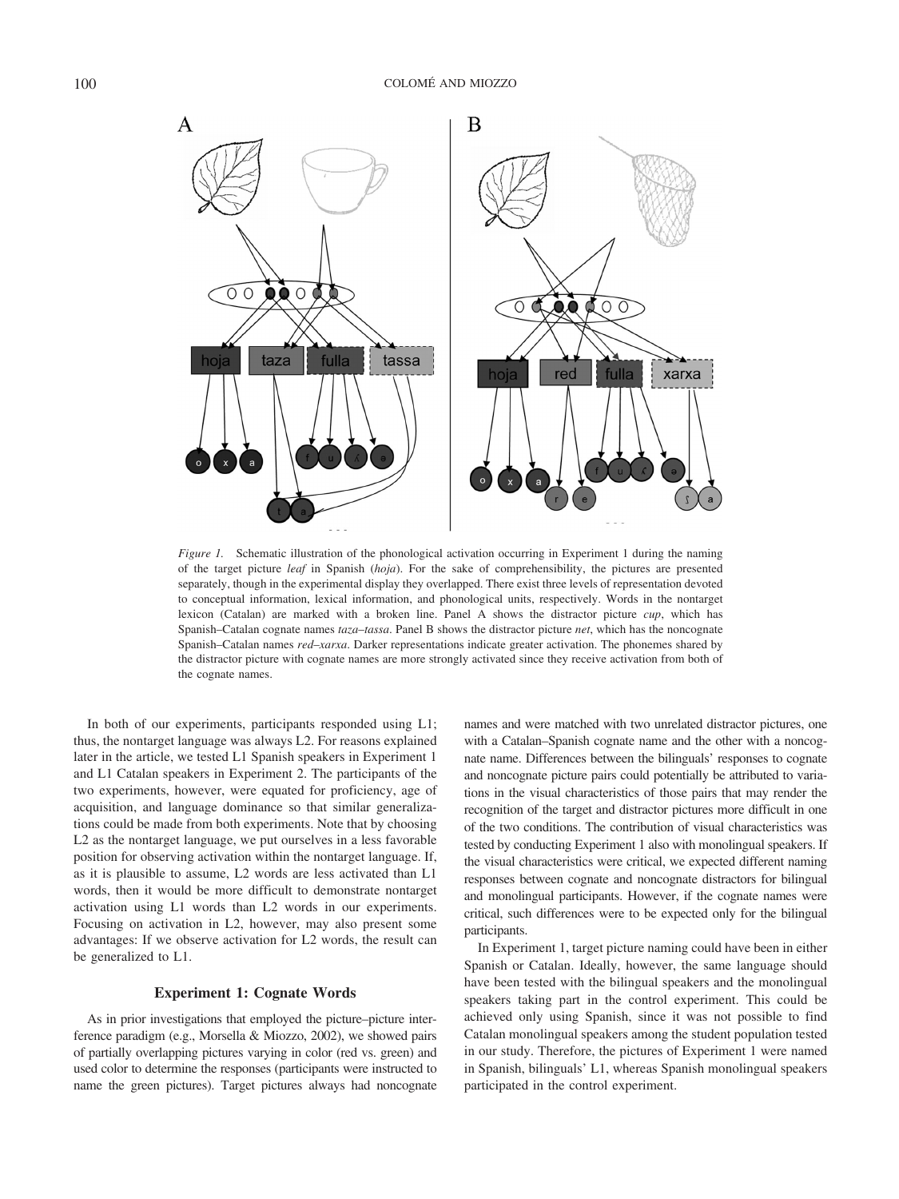*Figure 1.* Schematic illustration of the phonological activation occurring in Experiment 1 during the naming of the target picture *leaf* in Spanish (*hoja*). For the sake of comprehensibility, the pictures are presented separately, though in the experimental display they overlapped. There exist three levels of representation devoted to conceptual information, lexical information, and phonological units, respectively. Words in the nontarget lexicon (Catalan) are marked with a broken line. Panel A shows the distractor picture *cup*, which has Spanish–Catalan cognate names *taza–tassa*. Panel B shows the distractor picture *net*, which has the noncognate Spanish–Catalan names *red–xarxa*. Darker representations indicate greater activation. The phonemes shared by the distractor picture with cognate names are more strongly activated since they receive activation from both of the cognate names.

In both of our experiments, participants responded using L1; thus, the nontarget language was always L2. For reasons explained later in the article, we tested L1 Spanish speakers in Experiment 1 and L1 Catalan speakers in Experiment 2. The participants of the two experiments, however, were equated for proficiency, age of acquisition, and language dominance so that similar generalizations could be made from both experiments. Note that by choosing L2 as the nontarget language, we put ourselves in a less favorable position for observing activation within the nontarget language. If, as it is plausible to assume, L2 words are less activated than L1 words, then it would be more difficult to demonstrate nontarget activation using L1 words than L2 words in our experiments. Focusing on activation in L2, however, may also present some advantages: If we observe activation for L2 words, the result can be generalized to L1.

## Experiment 1: Cognate Words

As in prior investigations that employed the picture–picture interference paradigm (e.g., Morsella & Miozzo, 2002), we showed pairs of partially overlapping pictures varying in color (red vs. green) and used color to determine the responses (participants were instructed to name the green pictures). Target pictures always had noncognate names and were matched with two unrelated distractor pictures, one with a Catalan–Spanish cognate name and the other with a noncognate name. Differences between the bilinguals' responses to cognate and noncognate picture pairs could potentially be attributed to variations in the visual characteristics of those pairs that may render the recognition of the target and distractor pictures more difficult in one of the two conditions. The contribution of visual characteristics was tested by conducting Experiment 1 also with monolingual speakers. If the visual characteristics were critical, we expected different naming responses between cognate and noncognate distractors for bilingual and monolingual participants. However, if the cognate names were critical, such differences were to be expected only for the bilingual participants.

In Experiment 1, target picture naming could have been in either Spanish or Catalan. Ideally, however, the same language should have been tested with the bilingual speakers and the monolingual speakers taking part in the control experiment. This could be achieved only using Spanish, since it was not possible to find Catalan monolingual speakers among the student population tested in our study. Therefore, the pictures of Experiment 1 were named in Spanish, bilinguals' L1, whereas Spanish monolingual speakers participated in the control experiment.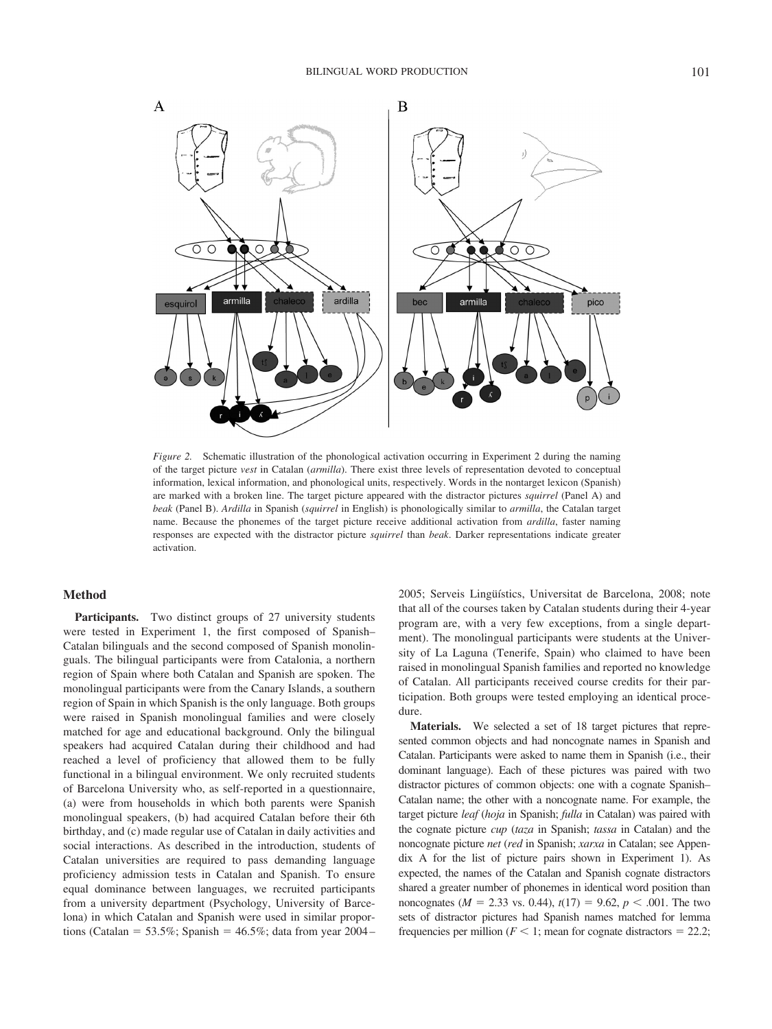A

B

esquirol armilla chaleco ardilla

bec armilla chaleco pico

*Figure 2.* Schematic illustration of the phonological activation occurring in Experiment 2 during the naming of the target picture *vest* in Catalan (*armilla*). There exist three levels of representation devoted to conceptual information, lexical information, and phonological units, respectively. Words in the nontarget lexicon (Spanish) are marked with a broken line. The target picture appeared with the distractor pictures *squirrel* (Panel A) and *beak* (Panel B). *Ardilla* in Spanish (*squirrel* in English) is phonologically similar to *armilla*, the Catalan target name. Because the phonemes of the target picture receive additional activation from *ardilla*, faster naming responses are expected with the distractor picture *squirrel* than *beak*. Darker representations indicate greater activation.

## Method

**Participants.** Two distinct groups of 27 university students were tested in Experiment 1, the first composed of Spanish–Catalan bilinguals and the second composed of Spanish monolinguals. The bilingual participants were from Catalonia, a northern region of Spain where both Catalan and Spanish are spoken. The monolingual participants were from the Canary Islands, a southern region of Spain in which Spanish is the only language. Both groups were raised in Spanish monolingual families and were closely matched for age and educational background. Only the bilingual speakers had acquired Catalan during their childhood and had reached a level of proficiency that allowed them to be fully functional in a bilingual environment. We only recruited students of Barcelona University who, as self-reported in a questionnaire, (a) were from households in which both parents were Spanish monolingual speakers, (b) had acquired Catalan before their 6th birthday, and (c) made regular use of Catalan in daily activities and social interactions. As described in the introduction, students of Catalan universities are required to pass demanding language proficiency admission tests in Catalan and Spanish. To ensure equal dominance between languages, we recruited participants from a university department (Psychology, University of Barcelona) in which Catalan and Spanish were used in similar proportions (Catalan = 53.5%; Spanish = 46.5%; data from year 2004–2005; Serveis Lingüístics, Universitat de Barcelona, 2008; note that all of the courses taken by Catalan students during their 4-year program are, with a very few exceptions, from a single department). The monolingual participants were students at the University of La Laguna (Tenerife, Spain) who claimed to have been raised in monolingual Spanish families and reported no knowledge of Catalan. All participants received course credits for their participation. Both groups were tested employing an identical procedure.

**Materials.** We selected a set of 18 target pictures that represented common objects and had noncognate names in Spanish and Catalan. Participants were asked to name them in Spanish (i.e., their dominant language). Each of these pictures was paired with two distractor pictures of common objects: one with a cognate Spanish–Catalan name; the other with a noncognate name. For example, the target picture *leaf* (*hoja* in Spanish; *fulla* in Catalan) was paired with the cognate picture *cup* (*taza* in Spanish; *tassa* in Catalan) and the noncognate picture *net* (*red* in Spanish; *xarxa* in Catalan; see Appendix A for the list of picture pairs shown in Experiment 1). As expected, the names of the Catalan and Spanish cognate distractors shared a greater number of phonemes in identical word position than noncognates ($M = 2.33$ vs. 0.44), $t(17) = 9.62$, $p < .001$. The two sets of distractor pictures had Spanish names matched for lemma frequencies per million ($F < 1$; mean for cognate distractors = 22.2;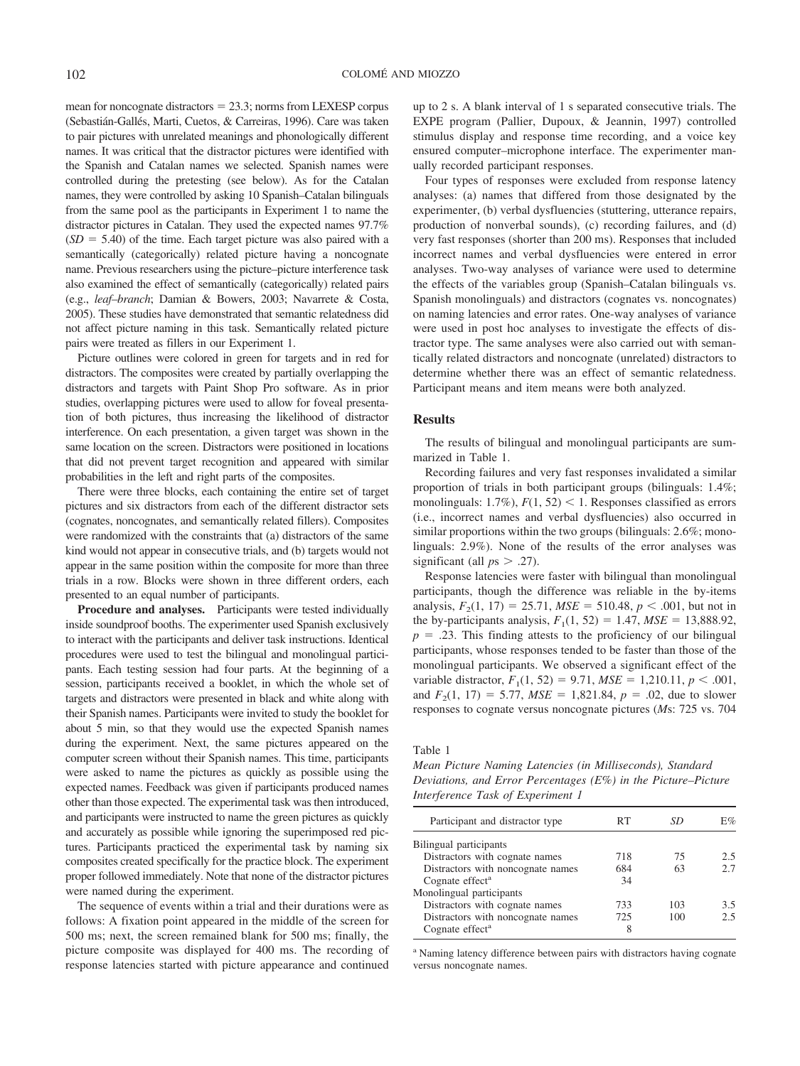mean for noncognate distractors = 23.3; norms from LEXESP corpus (Sebastián-Gallés, Marti, Cuetos, & Carreiras, 1996). Care was taken to pair pictures with unrelated meanings and phonologically different names. It was critical that the distractor pictures were identified with the Spanish and Catalan names we selected. Spanish names were controlled during the pretesting (see below). As for the Catalan names, they were controlled by asking 10 Spanish–Catalan bilinguals from the same pool as the participants in Experiment 1 to name the distractor pictures in Catalan. They used the expected names 97.7% ($SD$ = 5.40) of the time. Each target picture was also paired with a semantically (categorically) related picture having a noncognate name. Previous researchers using the picture–picture interference task also examined the effect of semantically (categorically) related pairs (e.g., *leaf–branch*; Damian & Bowers, 2003; Navarrete & Costa, 2005). These studies have demonstrated that semantic relatedness did not affect picture naming in this task. Semantically related picture pairs were treated as fillers in our Experiment 1.

Picture outlines were colored in green for targets and in red for distractors. The composites were created by partially overlapping the distractors and targets with Paint Shop Pro software. As in prior studies, overlapping pictures were used to allow for foveal presentation of both pictures, thus increasing the likelihood of distractor interference. On each presentation, a given target was shown in the same location on the screen. Distractors were positioned in locations that did not prevent target recognition and appeared with similar probabilities in the left and right parts of the composites.

There were three blocks, each containing the entire set of target pictures and six distractors from each of the different distractor sets (cognates, noncognates, and semantically related fillers). Composites were randomized with the constraints that (a) distractors of the same kind would not appear in consecutive trials, and (b) targets would not appear in the same position within the composite for more than three trials in a row. Blocks were shown in three different orders, each presented to an equal number of participants.

**Procedure and analyses.** Participants were tested individually inside soundproof booths. The experimenter used Spanish exclusively to interact with the participants and deliver task instructions. Identical procedures were used to test the bilingual and monolingual participants. Each testing session had four parts. At the beginning of a session, participants received a booklet, in which the whole set of targets and distractors were presented in black and white along with their Spanish names. Participants were invited to study the booklet for about 5 min, so that they would use the expected Spanish names during the experiment. Next, the same pictures appeared on the computer screen without their Spanish names. This time, participants were asked to name the pictures as quickly as possible using the expected names. Feedback was given if participants produced names other than those expected. The experimental task was then introduced, and participants were instructed to name the green pictures as quickly and accurately as possible while ignoring the superimposed red pictures. Participants practiced the experimental task by naming six composites created specifically for the practice block. The experiment proper followed immediately. Note that none of the distractor pictures were named during the experiment.

The sequence of events within a trial and their durations were as follows: A fixation point appeared in the middle of the screen for 500 ms; next, the screen remained blank for 500 ms; finally, the picture composite was displayed for 400 ms. The recording of response latencies started with picture appearance and continued up to 2 s. A blank interval of 1 s separated consecutive trials. The EXPE program (Pallier, Dupoux, & Jeannin, 1997) controlled stimulus display and response time recording, and a voice key ensured computer–microphone interface. The experimenter manually recorded participant responses.

Four types of responses were excluded from response latency analyses: (a) names that differed from those designated by the experimenter, (b) verbal dysfluencies (stuttering, utterance repairs, production of nonverbal sounds), (c) recording failures, and (d) very fast responses (shorter than 200 ms). Responses that included incorrect names and verbal dysfluencies were entered in error analyses. Two-way analyses of variance were used to determine the effects of the variables group (Spanish–Catalan bilinguals vs. Spanish monolinguals) and distractors (cognates vs. noncognates) on naming latencies and error rates. One-way analyses of variance were used in post hoc analyses to investigate the effects of distractor type. The same analyses were also carried out with semantically related distractors and noncognate (unrelated) distractors to determine whether there was an effect of semantic relatedness. Participant means and item means were both analyzed.

## Results

The results of bilingual and monolingual participants are summarized in Table 1.

Recording failures and very fast responses invalidated a similar proportion of trials in both participant groups (bilinguals: 1.4%; monolinguals: 1.7%), $F(1, 52) < 1$. Responses classified as errors (i.e., incorrect names and verbal dysfluencies) also occurred in similar proportions within the two groups (bilinguals: 2.6%; monolinguals: 2.9%). None of the results of the error analyses was significant (all $ps > .27$).

Response latencies were faster with bilingual than monolingual participants, though the difference was reliable in the by-items analysis, $F_2(1, 17) = 25.71$, $MSE = 510.48$, $p < .001$, but not in the by-participants analysis, $F_1(1, 52) = 1.47$, $MSE = 13{,}888.92$, $p = .23$. This finding attests to the proficiency of our bilingual participants, whose responses tended to be faster than those of the monolingual participants. We observed a significant effect of the variable distractor, $F_1(1, 52) = 9.71$, $MSE = 1{,}210.11$, $p < .001$, and $F_2(1, 17) = 5.77$, $MSE = 1{,}821.84$, $p = .02$, due to slower responses to cognate versus noncognate pictures ($M$s: 725 vs. 704

Table 1
*Mean Picture Naming Latencies (in Milliseconds), Standard Deviations, and Error Percentages (E%) in the Picture–Picture Interference Task of Experiment 1*

| Participant and distractor type | RT | *SD* | E% |
|---|---|---|---|
| Bilingual participants | | | |
| Distractors with cognate names | 718 | 75 | 2.5 |
| Distractors with noncognate names | 684 | 63 | 2.7 |
| Cognate effect[a] | 34 | | |
| Monolingual participants | | | |
| Distractors with cognate names | 733 | 103 | 3.5 |
| Distractors with noncognate names | 725 | 100 | 2.5 |
| Cognate effect[a] | 8 | | |

[a] Naming latency difference between pairs with distractors having cognate versus noncognate names.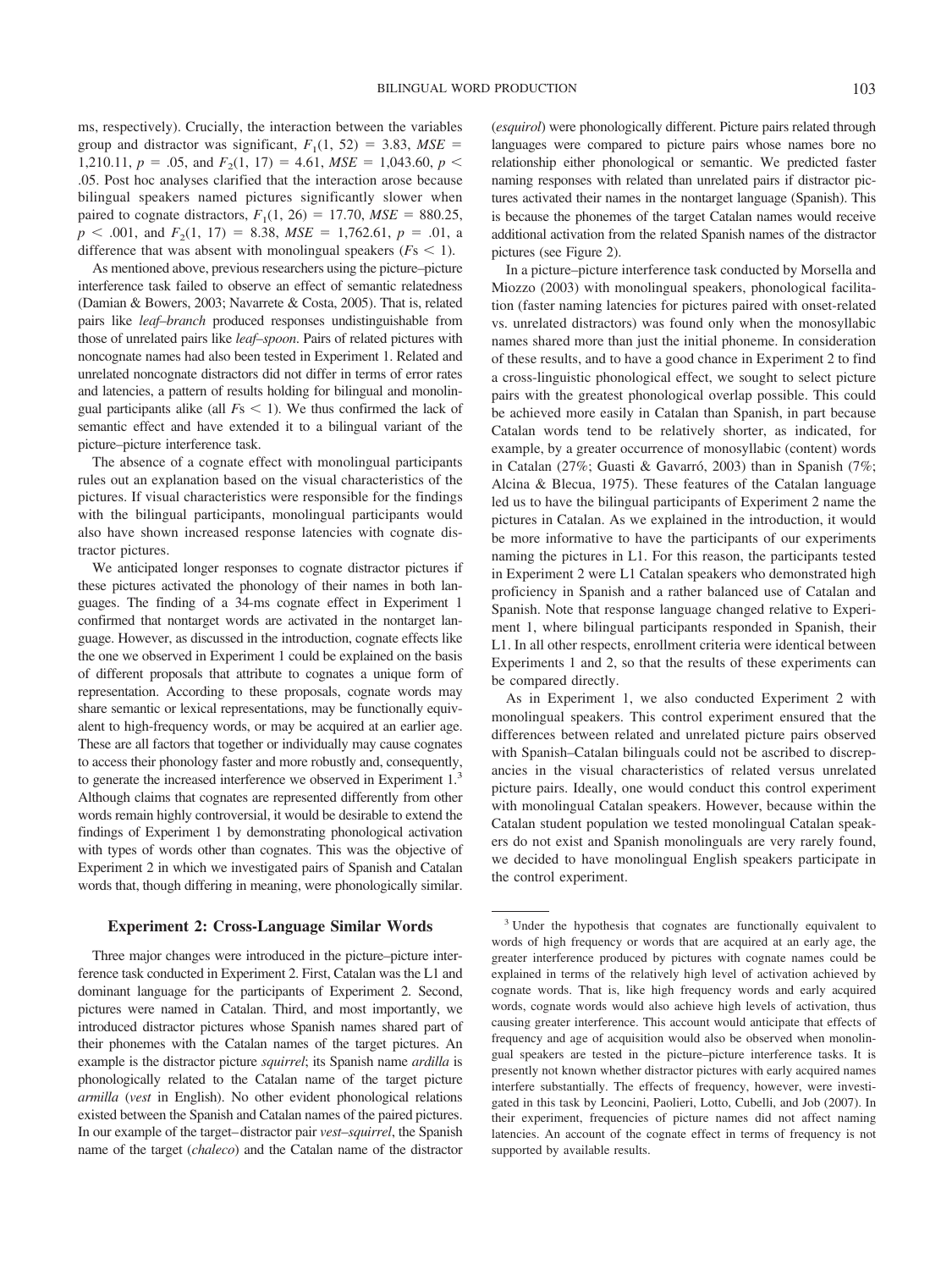ms, respectively). Crucially, the interaction between the variables group and distractor was significant, $F_1(1, 52) = 3.83$, $MSE = 1{,}210.11$, $p = .05$, and $F_2(1, 17) = 4.61$, $MSE = 1{,}043.60$, $p < .05$. Post hoc analyses clarified that the interaction arose because bilingual speakers named pictures significantly slower when paired to cognate distractors, $F_1(1, 26) = 17.70$, $MSE = 880.25$, $p < .001$, and $F_2(1, 17) = 8.38$, $MSE = 1{,}762.61$, $p = .01$, a difference that was absent with monolingual speakers ($Fs < 1$).

As mentioned above, previous researchers using the picture–picture interference task failed to observe an effect of semantic relatedness (Damian & Bowers, 2003; Navarrete & Costa, 2005). That is, related pairs like *leaf–branch* produced responses undistinguishable from those of unrelated pairs like *leaf–spoon*. Pairs of related pictures with noncognate names had also been tested in Experiment 1. Related and unrelated noncognate distractors did not differ in terms of error rates and latencies, a pattern of results holding for bilingual and monolingual participants alike (all $Fs < 1$). We thus confirmed the lack of semantic effect and have extended it to a bilingual variant of the picture–picture interference task.

The absence of a cognate effect with monolingual participants rules out an explanation based on the visual characteristics of the pictures. If visual characteristics were responsible for the findings with the bilingual participants, monolingual participants would also have shown increased response latencies with cognate distractor pictures.

We anticipated longer responses to cognate distractor pictures if these pictures activated the phonology of their names in both languages. The finding of a 34-ms cognate effect in Experiment 1 confirmed that nontarget words are activated in the nontarget language. However, as discussed in the introduction, cognate effects like the one we observed in Experiment 1 could be explained on the basis of different proposals that attribute to cognates a unique form of representation. According to these proposals, cognate words may share semantic or lexical representations, may be functionally equivalent to high-frequency words, or may be acquired at an earlier age. These are all factors that together or individually may cause cognates to access their phonology faster and more robustly and, consequently, to generate the increased interference we observed in Experiment 1.[3] Although claims that cognates are represented differently from other words remain highly controversial, it would be desirable to extend the findings of Experiment 1 by demonstrating phonological activation with types of words other than cognates. This was the objective of Experiment 2 in which we investigated pairs of Spanish and Catalan words that, though differing in meaning, were phonologically similar.

## Experiment 2: Cross-Language Similar Words

Three major changes were introduced in the picture–picture interference task conducted in Experiment 2. First, Catalan was the L1 and dominant language for the participants of Experiment 2. Second, pictures were named in Catalan. Third, and most importantly, we introduced distractor pictures whose Spanish names shared part of their phonemes with the Catalan names of the target pictures. An example is the distractor picture *squirrel*; its Spanish name *ardilla* is phonologically related to the Catalan name of the target picture *armilla* (*vest* in English). No other evident phonological relations existed between the Spanish and Catalan names of the paired pictures. In our example of the target–distractor pair *vest–squirrel*, the Spanish name of the target (*chaleco*) and the Catalan name of the distractor (*esquirol*) were phonologically different. Picture pairs related through languages were compared to picture pairs whose names bore no relationship either phonological or semantic. We predicted faster naming responses with related than unrelated pairs if distractor pictures activated their names in the nontarget language (Spanish). This is because the phonemes of the target Catalan names would receive additional activation from the related Spanish names of the distractor pictures (see Figure 2).

In a picture–picture interference task conducted by Morsella and Miozzo (2003) with monolingual speakers, phonological facilitation (faster naming latencies for pictures paired with onset-related vs. unrelated distractors) was found only when the monosyllabic names shared more than just the initial phoneme. In consideration of these results, and to have a good chance in Experiment 2 to find a cross-linguistic phonological effect, we sought to select picture pairs with the greatest phonological overlap possible. This could be achieved more easily in Catalan than Spanish, in part because Catalan words tend to be relatively shorter, as indicated, for example, by a greater occurrence of monosyllabic (content) words in Catalan (27%; Guasti & Gavarró, 2003) than in Spanish (7%; Alcina & Blecua, 1975). These features of the Catalan language led us to have the bilingual participants of Experiment 2 name the pictures in Catalan. As we explained in the introduction, it would be more informative to have the participants of our experiments naming the pictures in L1. For this reason, the participants tested in Experiment 2 were L1 Catalan speakers who demonstrated high proficiency in Spanish and a rather balanced use of Catalan and Spanish. Note that response language changed relative to Experiment 1, where bilingual participants responded in Spanish, their L1. In all other respects, enrollment criteria were identical between Experiments 1 and 2, so that the results of these experiments can be compared directly.

As in Experiment 1, we also conducted Experiment 2 with monolingual speakers. This control experiment ensured that the differences between related and unrelated picture pairs observed with Spanish–Catalan bilinguals could not be ascribed to discrepancies in the visual characteristics of related versus unrelated picture pairs. Ideally, one would conduct this control experiment with monolingual Catalan speakers. However, because within the Catalan student population we tested monolingual Catalan speakers do not exist and Spanish monolinguals are very rarely found, we decided to have monolingual English speakers participate in the control experiment.

[3] Under the hypothesis that cognates are functionally equivalent to words of high frequency or words that are acquired at an early age, the greater interference produced by pictures with cognate names could be explained in terms of the relatively high level of activation achieved by cognate words. That is, like high frequency words and early acquired words, cognate words would also achieve high levels of activation, thus causing greater interference. This account would anticipate that effects of frequency and age of acquisition would also be observed when monolingual speakers are tested in the picture–picture interference tasks. It is presently not known whether distractor pictures with early acquired names interfere substantially. The effects of frequency, however, were investigated in this task by Leoncini, Paolieri, Lotto, Cubelli, and Job (2007). In their experiment, frequencies of picture names did not affect naming latencies. An account of the cognate effect in terms of frequency is not supported by available results.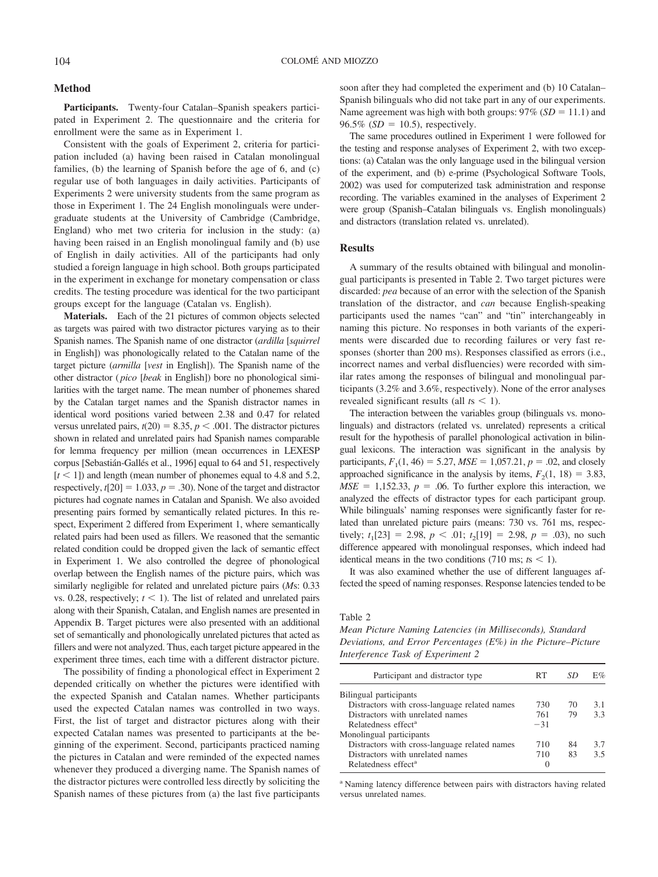## Method

**Participants.** Twenty-four Catalan–Spanish speakers participated in Experiment 2. The questionnaire and the criteria for enrollment were the same as in Experiment 1.

Consistent with the goals of Experiment 2, criteria for participation included (a) having been raised in Catalan monolingual families, (b) the learning of Spanish before the age of 6, and (c) regular use of both languages in daily activities. Participants of Experiments 2 were university students from the same program as those in Experiment 1. The 24 English monolinguals were undergraduate students at the University of Cambridge (Cambridge, England) who met two criteria for inclusion in the study: (a) having been raised in an English monolingual family and (b) use of English in daily activities. All of the participants had only studied a foreign language in high school. Both groups participated in the experiment in exchange for monetary compensation or class credits. The testing procedure was identical for the two participant groups except for the language (Catalan vs. English).

**Materials.** Each of the 21 pictures of common objects selected as targets was paired with two distractor pictures varying as to their Spanish names. The Spanish name of one distractor (*ardilla* [*squirrel* in English]) was phonologically related to the Catalan name of the target picture (*armilla* [*vest* in English]). The Spanish name of the other distractor (*pico* [*beak* in English]) bore no phonological similarities with the target name. The mean number of phonemes shared by the Catalan target names and the Spanish distractor names in identical word positions varied between 2.38 and 0.47 for related versus unrelated pairs, $t(20) = 8.35$, $p < .001$. The distractor pictures shown in related and unrelated pairs had Spanish names comparable for lemma frequency per million (mean occurrences in LEXESP corpus [Sebastián-Gallés et al., 1996] equal to 64 and 51, respectively [$t < 1$]) and length (mean number of phonemes equal to 4.8 and 5.2, respectively, $t[20] = 1.033$, $p = .30$). None of the target and distractor pictures had cognate names in Catalan and Spanish. We also avoided presenting pairs formed by semantically related pictures. In this respect, Experiment 2 differed from Experiment 1, where semantically related pairs had been used as fillers. We reasoned that the semantic related condition could be dropped given the lack of semantic effect in Experiment 1. We also controlled the degree of phonological overlap between the English names of the picture pairs, which was similarly negligible for related and unrelated picture pairs (*M*s: 0.33 vs. 0.28, respectively; $t < 1$). The list of related and unrelated pairs along with their Spanish, Catalan, and English names are presented in Appendix B. Target pictures were also presented with an additional set of semantically and phonologically unrelated pictures that acted as fillers and were not analyzed. Thus, each target picture appeared in the experiment three times, each time with a different distractor picture.

The possibility of finding a phonological effect in Experiment 2 depended critically on whether the pictures were identified with the expected Spanish and Catalan names. Whether participants used the expected Catalan names was controlled in two ways. First, the list of target and distractor pictures along with their expected Catalan names was presented to participants at the beginning of the experiment. Second, participants practiced naming the pictures in Catalan and were reminded of the expected names whenever they produced a diverging name. The Spanish names of the distractor pictures were controlled less directly by soliciting the Spanish names of these pictures from (a) the last five participants soon after they had completed the experiment and (b) 10 Catalan–Spanish bilinguals who did not take part in any of our experiments. Name agreement was high with both groups: 97% ($SD = 11.1$) and 96.5% ($SD = 10.5$), respectively.

The same procedures outlined in Experiment 1 were followed for the testing and response analyses of Experiment 2, with two exceptions: (a) Catalan was the only language used in the bilingual version of the experiment, and (b) e-prime (Psychological Software Tools, 2002) was used for computerized task administration and response recording. The variables examined in the analyses of Experiment 2 were group (Spanish–Catalan bilinguals vs. English monolinguals) and distractors (translation related vs. unrelated).

## Results

A summary of the results obtained with bilingual and monolingual participants is presented in Table 2. Two target pictures were discarded: *pea* because of an error with the selection of the Spanish translation of the distractor, and *can* because English-speaking participants used the names "can" and "tin" interchangeably in naming this picture. No responses in both variants of the experiments were discarded due to recording failures or very fast responses (shorter than 200 ms). Responses classified as errors (i.e., incorrect names and verbal disfluencies) were recorded with similar rates among the responses of bilingual and monolingual participants (3.2% and 3.6%, respectively). None of the error analyses revealed significant results (all $t$s $< 1$).

The interaction between the variables group (bilinguals vs. monolinguals) and distractors (related vs. unrelated) represents a critical result for the hypothesis of parallel phonological activation in bilingual lexicons. The interaction was significant in the analysis by participants, $F_1(1, 46) = 5.27$, $MSE = 1{,}057.21$, $p = .02$, and closely approached significance in the analysis by items, $F_2(1, 18) = 3.83$, $MSE = 1{,}152.33$, $p = .06$. To further explore this interaction, we analyzed the effects of distractor types for each participant group. While bilinguals' naming responses were significantly faster for related than unrelated picture pairs (means: 730 vs. 761 ms, respectively; $t_1[23] = 2.98$, $p < .01$; $t_2[19] = 2.98$, $p = .03$), no such difference appeared with monolingual responses, which indeed had identical means in the two conditions (710 ms; $t$s $< 1$).

It was also examined whether the use of different languages affected the speed of naming responses. Response latencies tended to be

Table 2
*Mean Picture Naming Latencies (in Milliseconds), Standard Deviations, and Error Percentages (E%) in the Picture–Picture Interference Task of Experiment 2*

| Participant and distractor type | RT | *SD* | E% |
| --- | --- | --- | --- |
| Bilingual participants | | | |
| Distractors with cross-language related names | 730 | 70 | 3.1 |
| Distractors with unrelated names | 761 | 79 | 3.3 |
| Relatedness effect[a] | −31 | | |
| Monolingual participants | | | |
| Distractors with cross-language related names | 710 | 84 | 3.7 |
| Distractors with unrelated names | 710 | 83 | 3.5 |
| Relatedness effect[a] | 0 | | |

[a] Naming latency difference between pairs with distractors having related versus unrelated names.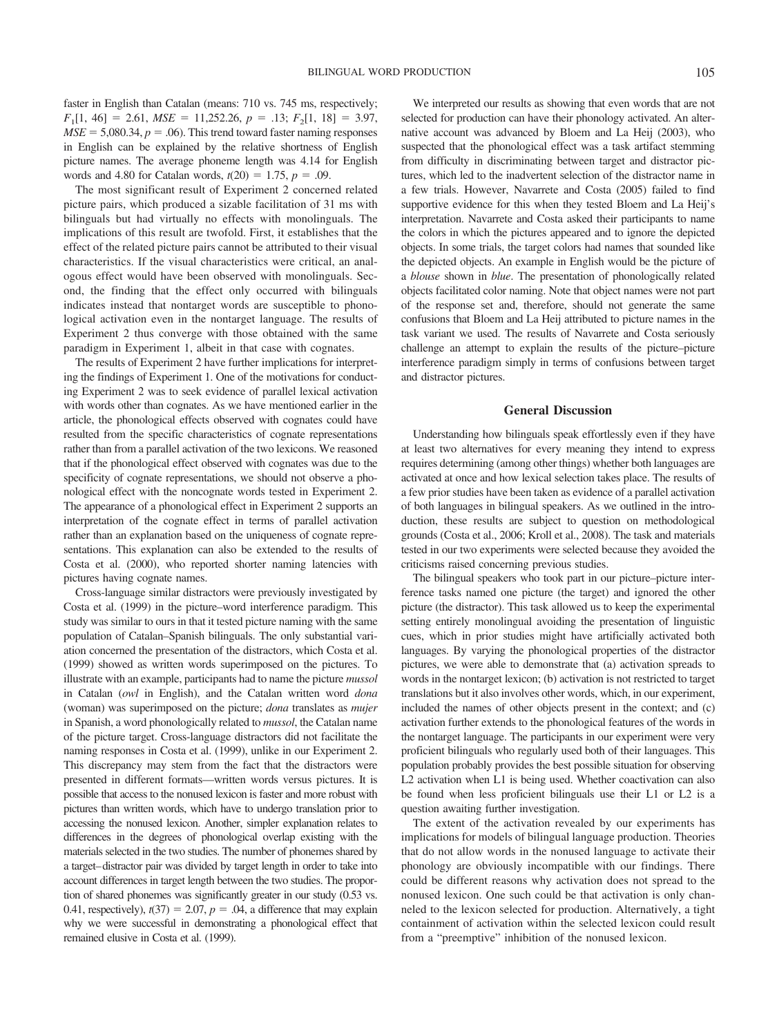faster in English than Catalan (means: 710 vs. 745 ms, respectively; $F_1[1, 46] = 2.61$, $MSE = 11{,}252.26$, $p = .13$; $F_2[1, 18] = 3.97$, $MSE = 5{,}080.34$, $p = .06$). This trend toward faster naming responses in English can be explained by the relative shortness of English picture names. The average phoneme length was 4.14 for English words and 4.80 for Catalan words, $t(20) = 1.75$, $p = .09$.

The most significant result of Experiment 2 concerned related picture pairs, which produced a sizable facilitation of 31 ms with bilinguals but had virtually no effects with monolinguals. The implications of this result are twofold. First, it establishes that the effect of the related picture pairs cannot be attributed to their visual characteristics. If the visual characteristics were critical, an analogous effect would have been observed with monolinguals. Second, the finding that the effect only occurred with bilinguals indicates instead that nontarget words are susceptible to phonological activation even in the nontarget language. The results of Experiment 2 thus converge with those obtained with the same paradigm in Experiment 1, albeit in that case with cognates.

The results of Experiment 2 have further implications for interpreting the findings of Experiment 1. One of the motivations for conducting Experiment 2 was to seek evidence of parallel lexical activation with words other than cognates. As we have mentioned earlier in the article, the phonological effects observed with cognates could have resulted from the specific characteristics of cognate representations rather than from a parallel activation of the two lexicons. We reasoned that if the phonological effect observed with cognates was due to the specificity of cognate representations, we should not observe a phonological effect with the noncognate words tested in Experiment 2. The appearance of a phonological effect in Experiment 2 supports an interpretation of the cognate effect in terms of parallel activation rather than an explanation based on the uniqueness of cognate representations. This explanation can also be extended to the results of Costa et al. (2000), who reported shorter naming latencies with pictures having cognate names.

Cross-language similar distractors were previously investigated by Costa et al. (1999) in the picture–word interference paradigm. This study was similar to ours in that it tested picture naming with the same population of Catalan–Spanish bilinguals. The only substantial variation concerned the presentation of the distractors, which Costa et al. (1999) showed as written words superimposed on the pictures. To illustrate with an example, participants had to name the picture *mussol* in Catalan (*owl* in English), and the Catalan written word *dona* (woman) was superimposed on the picture; *dona* translates as *mujer* in Spanish, a word phonologically related to *mussol*, the Catalan name of the picture target. Cross-language distractors did not facilitate the naming responses in Costa et al. (1999), unlike in our Experiment 2. This discrepancy may stem from the fact that the distractors were presented in different formats—written words versus pictures. It is possible that access to the nonused lexicon is faster and more robust with pictures than written words, which have to undergo translation prior to accessing the nonused lexicon. Another, simpler explanation relates to differences in the degrees of phonological overlap existing with the materials selected in the two studies. The number of phonemes shared by a target–distractor pair was divided by target length in order to take into account differences in target length between the two studies. The proportion of shared phonemes was significantly greater in our study (0.53 vs. 0.41, respectively), $t(37) = 2.07$, $p = .04$, a difference that may explain why we were successful in demonstrating a phonological effect that remained elusive in Costa et al. (1999).

We interpreted our results as showing that even words that are not selected for production can have their phonology activated. An alternative account was advanced by Bloem and La Heij (2003), who suspected that the phonological effect was a task artifact stemming from difficulty in discriminating between target and distractor pictures, which led to the inadvertent selection of the distractor name in a few trials. However, Navarrete and Costa (2005) failed to find supportive evidence for this when they tested Bloem and La Heij's interpretation. Navarrete and Costa asked their participants to name the colors in which the pictures appeared and to ignore the depicted objects. In some trials, the target colors had names that sounded like the depicted objects. An example in English would be the picture of a *blouse* shown in *blue*. The presentation of phonologically related objects facilitated color naming. Note that object names were not part of the response set and, therefore, should not generate the same confusions that Bloem and La Heij attributed to picture names in the task variant we used. The results of Navarrete and Costa seriously challenge an attempt to explain the results of the picture–picture interference paradigm simply in terms of confusions between target and distractor pictures.

## General Discussion

Understanding how bilinguals speak effortlessly even if they have at least two alternatives for every meaning they intend to express requires determining (among other things) whether both languages are activated at once and how lexical selection takes place. The results of a few prior studies have been taken as evidence of a parallel activation of both languages in bilingual speakers. As we outlined in the introduction, these results are subject to question on methodological grounds (Costa et al., 2006; Kroll et al., 2008). The task and materials tested in our two experiments were selected because they avoided the criticisms raised concerning previous studies.

The bilingual speakers who took part in our picture–picture interference tasks named one picture (the target) and ignored the other picture (the distractor). This task allowed us to keep the experimental setting entirely monolingual avoiding the presentation of linguistic cues, which in prior studies might have artificially activated both languages. By varying the phonological properties of the distractor pictures, we were able to demonstrate that (a) activation spreads to words in the nontarget lexicon; (b) activation is not restricted to target translations but it also involves other words, which, in our experiment, included the names of other objects present in the context; and (c) activation further extends to the phonological features of the words in the nontarget language. The participants in our experiment were very proficient bilinguals who regularly used both of their languages. This population probably provides the best possible situation for observing L2 activation when L1 is being used. Whether coactivation can also be found when less proficient bilinguals use their L1 or L2 is a question awaiting further investigation.

The extent of the activation revealed by our experiments has implications for models of bilingual language production. Theories that do not allow words in the nonused language to activate their phonology are obviously incompatible with our findings. There could be different reasons why activation does not spread to the nonused lexicon. One such could be that activation is only channeled to the lexicon selected for production. Alternatively, a tight containment of activation within the selected lexicon could result from a "preemptive" inhibition of the nonused lexicon.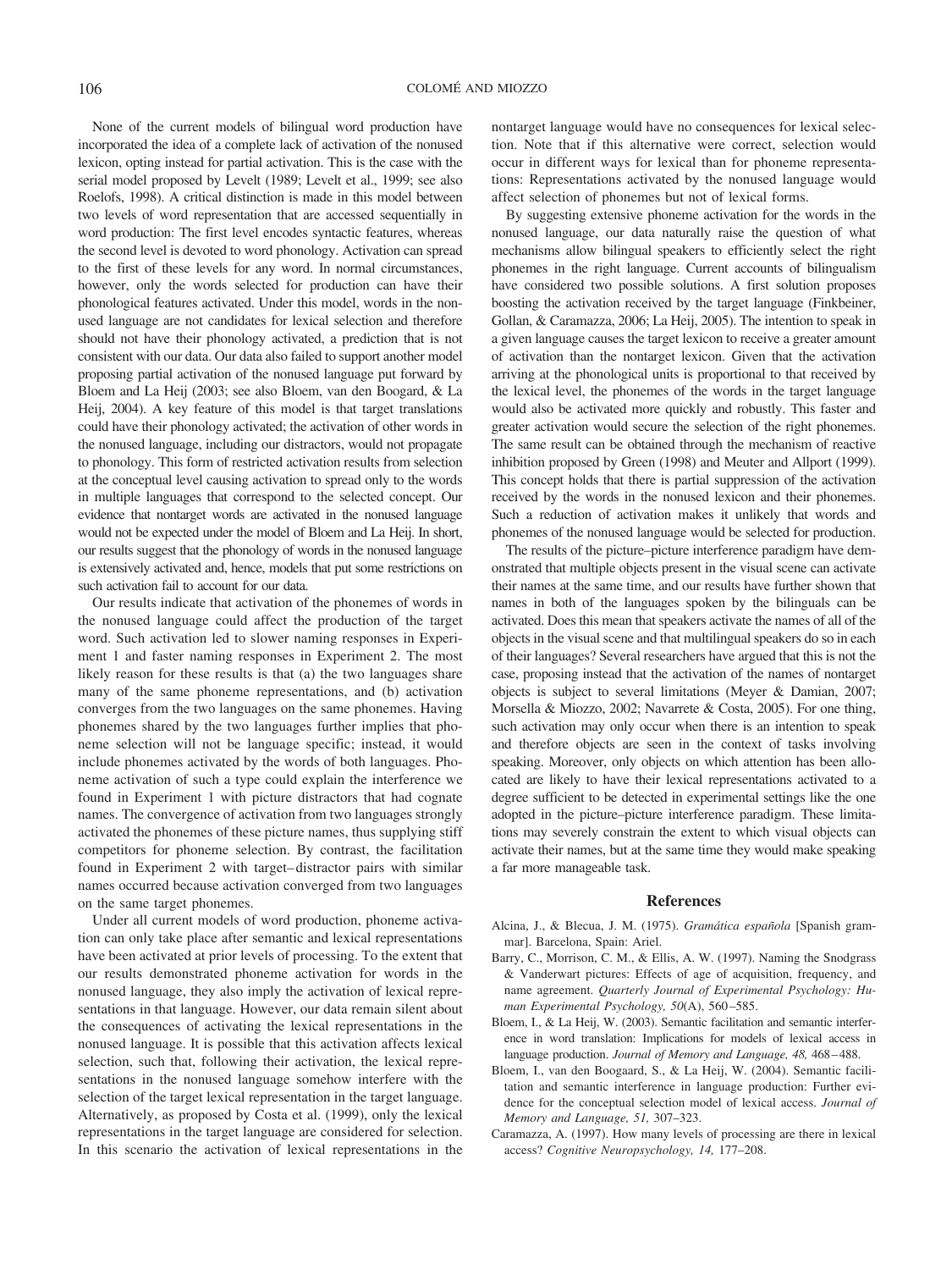None of the current models of bilingual word production have incorporated the idea of a complete lack of activation of the nonused lexicon, opting instead for partial activation. This is the case with the serial model proposed by Levelt (1989; Levelt et al., 1999; see also Roelofs, 1998). A critical distinction is made in this model between two levels of word representation that are accessed sequentially in word production: The first level encodes syntactic features, whereas the second level is devoted to word phonology. Activation can spread to the first of these levels for any word. In normal circumstances, however, only the words selected for production can have their phonological features activated. Under this model, words in the nonused language are not candidates for lexical selection and therefore should not have their phonology activated, a prediction that is not consistent with our data. Our data also failed to support another model proposing partial activation of the nonused language put forward by Bloem and La Heij (2003; see also Bloem, van den Boogard, & La Heij, 2004). A key feature of this model is that target translations could have their phonology activated; the activation of other words in the nonused language, including our distractors, would not propagate to phonology. This form of restricted activation results from selection at the conceptual level causing activation to spread only to the words in multiple languages that correspond to the selected concept. Our evidence that nontarget words are activated in the nonused language would not be expected under the model of Bloem and La Heij. In short, our results suggest that the phonology of words in the nonused language is extensively activated and, hence, models that put some restrictions on such activation fail to account for our data.

Our results indicate that activation of the phonemes of words in the nonused language could affect the production of the target word. Such activation led to slower naming responses in Experiment 1 and faster naming responses in Experiment 2. The most likely reason for these results is that (a) the two languages share many of the same phoneme representations, and (b) activation converges from the two languages on the same phonemes. Having phonemes shared by the two languages further implies that phoneme selection will not be language specific; instead, it would include phonemes activated by the words of both languages. Phoneme activation of such a type could explain the interference we found in Experiment 1 with picture distractors that had cognate names. The convergence of activation from two languages strongly activated the phonemes of these picture names, thus supplying stiff competitors for phoneme selection. By contrast, the facilitation found in Experiment 2 with target–distractor pairs with similar names occurred because activation converged from two languages on the same target phonemes.

Under all current models of word production, phoneme activation can only take place after semantic and lexical representations have been activated at prior levels of processing. To the extent that our results demonstrated phoneme activation for words in the nonused language, they also imply the activation of lexical representations in that language. However, our data remain silent about the consequences of activating the lexical representations in the nonused language. It is possible that this activation affects lexical selection, such that, following their activation, the lexical representations in the nonused language somehow interfere with the selection of the target lexical representation in the target language. Alternatively, as proposed by Costa et al. (1999), only the lexical representations in the target language are considered for selection. In this scenario the activation of lexical representations in the nontarget language would have no consequences for lexical selection. Note that if this alternative were correct, selection would occur in different ways for lexical than for phoneme representations: Representations activated by the nonused language would affect selection of phonemes but not of lexical forms.

By suggesting extensive phoneme activation for the words in the nonused language, our data naturally raise the question of what mechanisms allow bilingual speakers to efficiently select the right phonemes in the right language. Current accounts of bilingualism have considered two possible solutions. A first solution proposes boosting the activation received by the target language (Finkbeiner, Gollan, & Caramazza, 2006; La Heij, 2005). The intention to speak in a given language causes the target lexicon to receive a greater amount of activation than the nontarget lexicon. Given that the activation arriving at the phonological units is proportional to that received by the lexical level, the phonemes of the words in the target language would also be activated more quickly and robustly. This faster and greater activation would secure the selection of the right phonemes. The same result can be obtained through the mechanism of reactive inhibition proposed by Green (1998) and Meuter and Allport (1999). This concept holds that there is partial suppression of the activation received by the words in the nonused lexicon and their phonemes. Such a reduction of activation makes it unlikely that words and phonemes of the nonused language would be selected for production.

The results of the picture–picture interference paradigm have demonstrated that multiple objects present in the visual scene can activate their names at the same time, and our results have further shown that names in both of the languages spoken by the bilinguals can be activated. Does this mean that speakers activate the names of all of the objects in the visual scene and that multilingual speakers do so in each of their languages? Several researchers have argued that this is not the case, proposing instead that the activation of the names of nontarget objects is subject to several limitations (Meyer & Damian, 2007; Morsella & Miozzo, 2002; Navarrete & Costa, 2005). For one thing, such activation may only occur when there is an intention to speak and therefore objects are seen in the context of tasks involving speaking. Moreover, only objects on which attention has been allocated are likely to have their lexical representations activated to a degree sufficient to be detected in experimental settings like the one adopted in the picture–picture interference paradigm. These limitations may severely constrain the extent to which visual objects can activate their names, but at the same time they would make speaking a far more manageable task.

## References

Alcina, J., & Blecua, J. M. (1975). *Gramática española* [Spanish grammar]. Barcelona, Spain: Ariel.

Barry, C., Morrison, C. M., & Ellis, A. W. (1997). Naming the Snodgrass & Vanderwart pictures: Effects of age of acquisition, frequency, and name agreement. *Quarterly Journal of Experimental Psychology: Human Experimental Psychology, 50*(A), 560–585.

Bloem, I., & La Heij, W. (2003). Semantic facilitation and semantic interference in word translation: Implications for models of lexical access in language production. *Journal of Memory and Language, 48,* 468–488.

Bloem, I., van den Boogaard, S., & La Heij, W. (2004). Semantic facilitation and semantic interference in language production: Further evidence for the conceptual selection model of lexical access. *Journal of Memory and Language, 51,* 307–323.

Caramazza, A. (1997). How many levels of processing are there in lexical access? *Cognitive Neuropsychology, 14,* 177–208.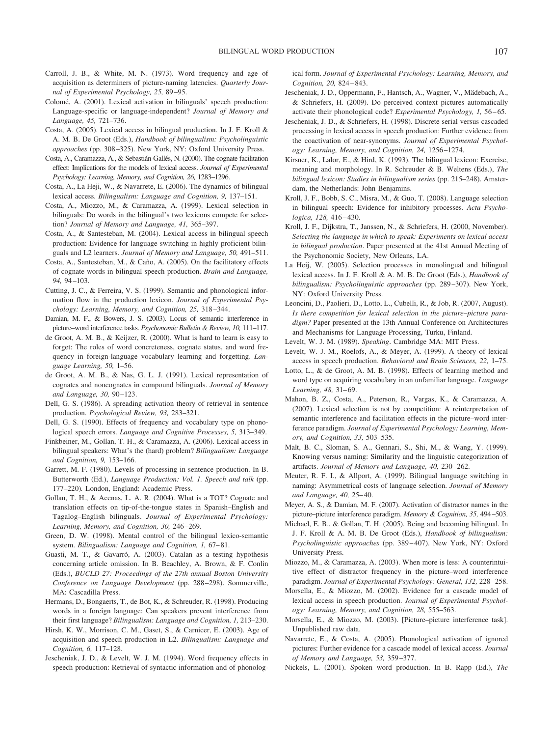Carroll, J. B., & White, M. N. (1973). Word frequency and age of acquisition as determiners of picture-naming latencies. *Quarterly Journal of Experimental Psychology, 25,* 89–95.

Colomé, A. (2001). Lexical activation in bilinguals' speech production: Language-specific or language-independent? *Journal of Memory and Language, 45,* 721–736.

Costa, A. (2005). Lexical access in bilingual production. In J. F. Kroll & A. M. B. De Groot (Eds.), *Handbook of bilingualism: Psycholinguistic approaches* (pp. 308–325). New York, NY: Oxford University Press.

Costa, A., Caramazza, A., & Sebastián-Gallés, N. (2000). The cognate facilitation effect: Implications for the models of lexical access. *Journal of Experimental Psychology: Learning, Memory, and Cognition, 26,* 1283–1296.

Costa, A., La Heji, W., & Navarrete, E. (2006). The dynamics of bilingual lexical access. *Bilingualism: Language and Cognition, 9,* 137–151.

Costa, A., Miozzo, M., & Caramazza, A. (1999). Lexical selection in bilinguals: Do words in the bilingual's two lexicons compete for selection? *Journal of Memory and Language, 41,* 365–397.

Costa, A., & Santesteban, M. (2004). Lexical access in bilingual speech production: Evidence for language switching in highly proficient bilinguals and L2 learners. *Journal of Memory and Language, 50,* 491–511.

Costa, A., Santesteban, M., & Caño, A. (2005). On the facilitatory effects of cognate words in bilingual speech production. *Brain and Language, 94,* 94–103.

Cutting, J. C., & Ferreira, V. S. (1999). Semantic and phonological information flow in the production lexicon. *Journal of Experimental Psychology: Learning, Memory, and Cognition, 25,* 318–344.

Damian, M. F., & Bowers, J. S. (2003). Locus of semantic interference in picture–word interference tasks. *Psychonomic Bulletin & Review, 10,* 111–117.

de Groot, A. M. B., & Keijzer, R. (2000). What is hard to learn is easy to forget: The roles of word concreteness, cognate status, and word frequency in foreign-language vocabulary learning and forgetting. *Language Learning, 50,* 1–56.

de Groot, A. M. B., & Nas, G. L. J. (1991). Lexical representation of cognates and noncognates in compound bilinguals. *Journal of Memory and Language, 30,* 90–123.

Dell, G. S. (1986). A spreading activation theory of retrieval in sentence production. *Psychological Review, 93,* 283–321.

Dell, G. S. (1990). Effects of frequency and vocabulary type on phonological speech errors. *Language and Cognitive Processes, 5,* 313–349.

Finkbeiner, M., Gollan, T. H., & Caramazza, A. (2006). Lexical access in bilingual speakers: What's the (hard) problem? *Bilingualism: Language and Cognition, 9,* 153–166.

Garrett, M. F. (1980). Levels of processing in sentence production. In B. Butterworth (Ed.), *Language Production: Vol. 1. Speech and talk* (pp. 177–220). London, England: Academic Press.

Gollan, T. H., & Acenas, L. A. R. (2004). What is a TOT? Cognate and translation effects on tip-of-the-tongue states in Spanish–English and Tagalog–English bilinguals. *Journal of Experimental Psychology: Learning, Memory, and Cognition, 30,* 246–269.

Green, D. W. (1998). Mental control of the bilingual lexico-semantic system. *Bilingualism: Language and Cognition, 1,* 67–81.

Guasti, M. T., & Gavarró, A. (2003). Catalan as a testing hypothesis concerning article omission. In B. Beachley, A. Brown, & F. Conlin (Eds.), *BUCLD 27: Proceedings of the 27th annual Boston University Conference on Language Development* (pp. 288–298). Sommerville, MA: Cascadilla Press.

Hermans, D., Bongaerts, T., de Bot, K., & Schreuder, R. (1998). Producing words in a foreign language: Can speakers prevent interference from their first language? *Bilingualism: Language and Cognition, 1,* 213–230.

Hirsh, K. W., Morrison, C. M., Gaset, S., & Carnicer, E. (2003). Age of acquisition and speech production in L2. *Bilingualism: Language and Cognition, 6,* 117–128.

Jescheniak, J. D., & Levelt, W. J. M. (1994). Word frequency effects in speech production: Retrieval of syntactic information and of phonological form. *Journal of Experimental Psychology: Learning, Memory, and Cognition, 20,* 824–843.

Jescheniak, J. D., Oppermann, F., Hantsch, A., Wagner, V., Mädebach, A., & Schriefers, H. (2009). Do perceived context pictures automatically activate their phonological code? *Experimental Psychology, 1,* 56–65.

Jescheniak, J. D., & Schriefers, H. (1998). Discrete serial versus cascaded processing in lexical access in speech production: Further evidence from the coactivation of near-synonyms. *Journal of Experimental Psychology: Learning, Memory, and Cognition, 24,* 1256–1274.

Kirsner, K., Lalor, E., & Hird, K. (1993). The bilingual lexicon: Exercise, meaning and morphology. In R. Schreuder & B. Weltens (Eds.), *The bilingual lexicon: Studies in bilingualism series* (pp. 215–248). Amsterdam, the Netherlands: John Benjamins.

Kroll, J. F., Bobb, S. C., Misra, M., & Guo, T. (2008). Language selection in bilingual speech: Evidence for inhibitory processes. *Acta Psychologica, 128,* 416–430.

Kroll, J. F., Dijkstra, T., Janssen, N., & Schriefers, H. (2000, November). *Selecting the language in which to speak: Experiments on lexical access in bilingual production*. Paper presented at the 41st Annual Meeting of the Psychonomic Society, New Orleans, LA.

La Heij, W. (2005). Selection processes in monolingual and bilingual lexical access. In J. F. Kroll & A. M. B. De Groot (Eds.), *Handbook of bilingualism: Psycholinguistic approaches* (pp. 289–307). New York, NY: Oxford University Press.

Leoncini, D., Paolieri, D., Lotto, L., Cubelli, R., & Job, R. (2007, August). *Is there competition for lexical selection in the picture–picture paradigm?* Paper presented at the 13th Annual Conference on Architectures and Mechanisms for Language Processing, Turku, Finland.

Levelt, W. J. M. (1989). *Speaking*. Cambridge MA: MIT Press.

Levelt, W. J. M., Roelofs, A., & Meyer, A. (1999). A theory of lexical access in speech production. *Behavioral and Brain Sciences, 22,* 1–75.

Lotto, L., & de Groot, A. M. B. (1998). Effects of learning method and word type on acquiring vocabulary in an unfamiliar language. *Language Learning, 48,* 31–69.

Mahon, B. Z., Costa, A., Peterson, R., Vargas, K., & Caramazza, A. (2007). Lexical selection is not by competition: A reinterpretation of semantic interference and facilitation effects in the picture–word interference paradigm. *Journal of Experimental Psychology: Learning, Memory, and Cognition, 33,* 503–535.

Malt, B. C., Sloman, S. A., Gennari, S., Shi, M., & Wang, Y. (1999). Knowing versus naming: Similarity and the linguistic categorization of artifacts. *Journal of Memory and Language, 40,* 230–262.

Meuter, R. F. I., & Allport, A. (1999). Bilingual language switching in naming: Asymmetrical costs of language selection. *Journal of Memory and Language, 40,* 25–40.

Meyer, A. S., & Damian, M. F. (2007). Activation of distractor names in the picture–picture interference paradigm. *Memory & Cognition, 35,* 494–503.

Michael, E. B., & Gollan, T. H. (2005). Being and becoming bilingual. In J. F. Kroll & A. M. B. De Groot (Eds.), *Handbook of bilingualism: Psycholinguistic approaches* (pp. 389–407). New York, NY: Oxford University Press.

Miozzo, M., & Caramazza, A. (2003). When more is less: A counterintuitive effect of distractor frequency in the picture–word interference paradigm. *Journal of Experimental Psychology: General, 132,* 228–258.

Morsella, E., & Miozzo, M. (2002). Evidence for a cascade model of lexical access in speech production. *Journal of Experimental Psychology: Learning, Memory, and Cognition, 28,* 555–563.

Morsella, E., & Miozzo, M. (2003). [Picture–picture interference task]. Unpublished raw data.

Navarrete, E., & Costa, A. (2005). Phonological activation of ignored pictures: Further evidence for a cascade model of lexical access. *Journal of Memory and Language, 53,* 359–377.

Nickels, L. (2001). Spoken word production. In B. Rapp (Ed.), *The*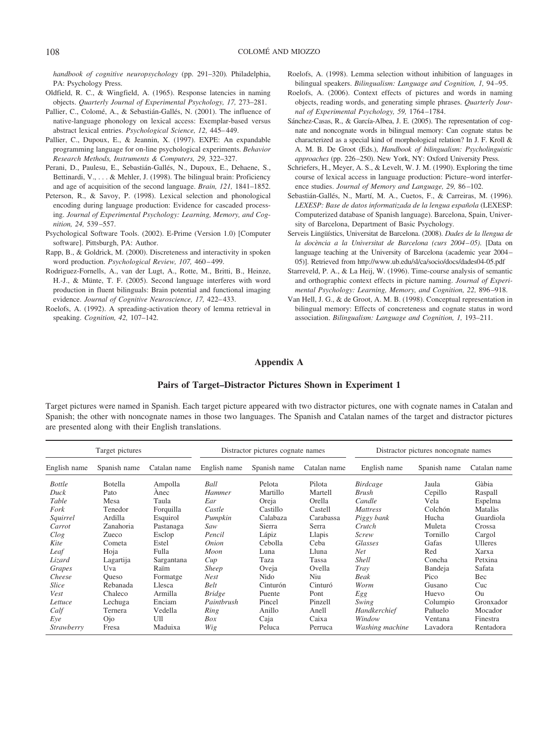*handbook of cognitive neuropsychology* (pp. 291–320). Philadelphia, PA: Psychology Press.

Oldfield, R. C., & Wingfield, A. (1965). Response latencies in naming objects. *Quarterly Journal of Experimental Psychology, 17,* 273–281.

Pallier, C., Colomé, A., & Sebastián-Gallés, N. (2001). The influence of native-language phonology on lexical access: Exemplar-based versus abstract lexical entries. *Psychological Science, 12,* 445–449.

Pallier, C., Dupoux, E., & Jeannin, X. (1997). EXPE: An expandable programming language for on-line psychological experiments. *Behavior Research Methods, Instruments & Computers, 29,* 322–327.

Perani, D., Paulesu, E., Sebastián-Gallés, N., Dupoux, E., Dehaene, S., Bettinardi, V., . . . & Mehler, J. (1998). The bilingual brain: Proficiency and age of acquisition of the second language. *Brain, 121,* 1841–1852.

Peterson, R., & Savoy, P. (1998). Lexical selection and phonological encoding during language production: Evidence for cascaded processing. *Journal of Experimental Psychology: Learning, Memory, and Cognition, 24,* 539–557.

Psychological Software Tools. (2002). E-Prime (Version 1.0) [Computer software]. Pittsburgh, PA: Author.

Rapp, B., & Goldrick, M. (2000). Discreteness and interactivity in spoken word production. *Psychological Review, 107,* 460–499.

Rodriguez-Fornells, A., van der Lugt, A., Rotte, M., Britti, B., Heinze, H.-J., & Münte, T. F. (2005). Second language interferes with word production in fluent bilinguals: Brain potential and functional imaging evidence. *Journal of Cognitive Neuroscience, 17,* 422–433.

Roelofs, A. (1992). A spreading-activation theory of lemma retrieval in speaking. *Cognition, 42,* 107–142.

Roelofs, A. (1998). Lemma selection without inhibition of languages in bilingual speakers. *Bilingualism: Language and Cognition, 1,* 94–95.

Roelofs, A. (2006). Context effects of pictures and words in naming objects, reading words, and generating simple phrases. *Quarterly Journal of Experimental Psychology, 59,* 1764–1784.

Sánchez-Casas, R., & García-Albea, J. E. (2005). The representation of cognate and noncognate words in bilingual memory: Can cognate status be characterized as a special kind of morphological relation? In J. F. Kroll & A. M. B. De Groot (Eds.), *Handbook of bilingualism: Psycholinguistic approaches* (pp. 226–250). New York, NY: Oxford University Press.

Schriefers, H., Meyer, A. S., & Levelt, W. J. M. (1990). Exploring the time course of lexical access in language production: Picture–word interference studies. *Journal of Memory and Language, 29,* 86–102.

Sebastián-Gallés, N., Martí, M. A., Cuetos, F., & Carreiras, M. (1996). *LEXESP: Base de datos informatizada de la lengua española* (LEXESP: Computerized database of Spanish language). Barcelona, Spain, University of Barcelona, Department of Basic Psychology.

Serveis Lingüístics, Universitat de Barcelona. (2008). *Dades de la llengua de la docència a la Universitat de Barcelona (curs 2004–05).* [Data on language teaching at the University of Barcelona (academic year 2004–05)]. Retrieved from http://www.ub.edu/sl/ca/socio/docs/dades04-05.pdf

Starreveld, P. A., & La Heij, W. (1996). Time-course analysis of semantic and orthographic context effects in picture naming. *Journal of Experimental Psychology: Learning, Memory, and Cognition, 22,* 896–918.

Van Hell, J. G., & de Groot, A. M. B. (1998). Conceptual representation in bilingual memory: Effects of concreteness and cognate status in word association. *Bilingualism: Language and Cognition, 1,* 193–211.

## Appendix A

### Pairs of Target–Distractor Pictures Shown in Experiment 1

Target pictures were named in Spanish. Each target picture appeared with two distractor pictures, one with cognate names in Catalan and Spanish; the other with noncognate names in those two languages. The Spanish and Catalan names of the target and distractor pictures are presented along with their English translations.

| Target pictures | | | Distractor pictures cognate names | | | Distractor pictures noncognate names | | |
|---|---|---|---|---|---|---|---|---|
| English name | Spanish name | Catalan name | English name | Spanish name | Catalan name | English name | Spanish name | Catalan name |
| *Bottle* | Botella | Ampolla | *Ball* | Pelota | Pilota | *Birdcage* | Jaula | Gàbia |
| *Duck* | Pato | Ànec | *Hammer* | Martillo | Martell | *Brush* | Cepillo | Raspall |
| *Table* | Mesa | Taula | *Ear* | Oreja | Orella | *Candle* | Vela | Espelma |
| *Fork* | Tenedor | Forquilla | *Castle* | Castillo | Castell | *Mattress* | Colchón | Matalàs |
| *Squirrel* | Ardilla | Esquirol | *Pumpkin* | Calabaza | Carabassa | *Piggy bank* | Hucha | Guardiola |
| *Carrot* | Zanahoria | Pastanaga | *Saw* | Sierra | Serra | *Crutch* | Muleta | Crossa |
| *Clog* | Zueco | Esclop | *Pencil* | Lápiz | Llapis | *Screw* | Tornillo | Cargol |
| *Kite* | Cometa | Estel | *Onion* | Cebolla | Ceba | *Glasses* | Gafas | Ulleres |
| *Leaf* | Hoja | Fulla | *Moon* | Luna | Lluna | *Net* | Red | Xarxa |
| *Lizard* | Lagartija | Sargantana | *Cup* | Taza | Tassa | *Shell* | Concha | Petxina |
| *Grapes* | Uva | Raïm | *Sheep* | Oveja | Ovella | *Tray* | Bandeja | Safata |
| *Cheese* | Queso | Formatge | *Nest* | Nido | Niu | *Beak* | Pico | Bec |
| *Slice* | Rebanada | Llesca | *Belt* | Cinturón | Cinturó | *Worm* | Gusano | Cuc |
| *Vest* | Chaleco | Armilla | *Bridge* | Puente | Pont | *Egg* | Huevo | Ou |
| *Lettuce* | Lechuga | Enciam | *Paintbrush* | Pincel | Pinzell | *Swing* | Columpio | Gronxador |
| *Calf* | Ternera | Vedella | *Ring* | Anillo | Anell | *Handkerchief* | Pañuelo | Mocador |
| *Eye* | Ojo | Ull | *Box* | Caja | Caixa | *Window* | Ventana | Finestra |
| *Strawberry* | Fresa | Maduixa | *Wig* | Peluca | Perruca | *Washing machine* | Lavadora | Rentadora |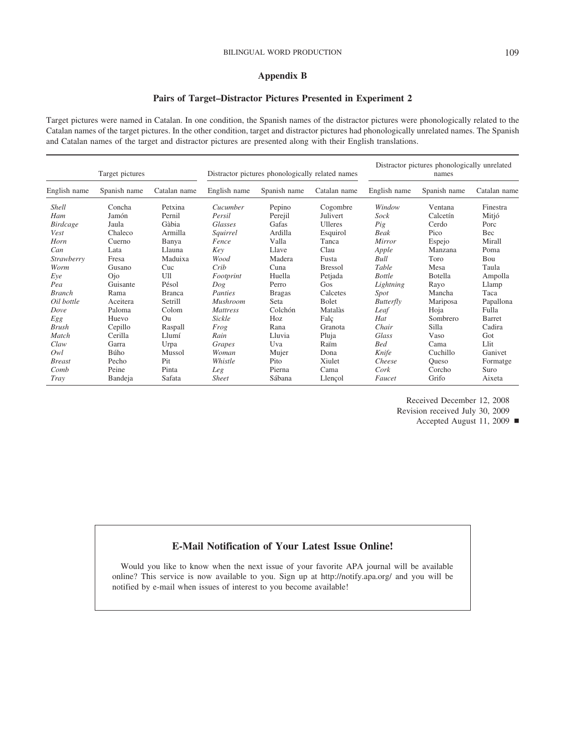## Appendix B

### Pairs of Target–Distractor Pictures Presented in Experiment 2

Target pictures were named in Catalan. In one condition, the Spanish names of the distractor pictures were phonologically related to the Catalan names of the target pictures. In the other condition, target and distractor pictures had phonologically unrelated names. The Spanish and Catalan names of the target and distractor pictures are presented along with their English translations.

| Target pictures | | | Distractor pictures phonologically related names | | | Distractor pictures phonologically unrelated names | | |
|---|---|---|---|---|---|---|---|---|
| English name | Spanish name | Catalan name | English name | Spanish name | Catalan name | English name | Spanish name | Catalan name |
| *Shell* | Concha | Petxina | *Cucumber* | Pepino | Cogombre | *Window* | Ventana | Finestra |
| *Ham* | Jamón | Pernil | *Persil* | Perejil | Julivert | *Sock* | Calcetín | Mitjó |
| *Birdcage* | Jaula | Gàbia | *Glasses* | Gafas | Ulleres | *Pig* | Cerdo | Porc |
| *Vest* | Chaleco | Armilla | *Squirrel* | Ardilla | Esquirol | *Beak* | Pico | Bec |
| *Horn* | Cuerno | Banya | *Fence* | Valla | Tanca | *Mirror* | Espejo | Mirall |
| *Can* | Lata | Llauna | *Key* | Llave | Clau | *Apple* | Manzana | Poma |
| *Strawberry* | Fresa | Maduixa | *Wood* | Madera | Fusta | *Bull* | Toro | Bou |
| *Worm* | Gusano | Cuc | *Crib* | Cuna | Bressol | *Table* | Mesa | Taula |
| *Eye* | Ojo | Ull | *Footprint* | Huella | Petjada | *Bottle* | Botella | Ampolla |
| *Pea* | Guisante | Pésol | *Dog* | Perro | Gos | *Lightning* | Rayo | Llamp |
| *Branch* | Rama | Branca | *Panties* | Bragas | Calcetes | *Spot* | Mancha | Taca |
| *Oil bottle* | Aceitera | Setrill | *Mushroom* | Seta | Bolet | *Butterfly* | Mariposa | Papallona |
| *Dove* | Paloma | Colom | *Mattress* | Colchón | Matalàs | *Leaf* | Hoja | Fulla |
| *Egg* | Huevo | Ou | *Sickle* | Hoz | Falç | *Hat* | Sombrero | Barret |
| *Brush* | Cepillo | Raspall | *Frog* | Rana | Granota | *Chair* | Silla | Cadira |
| *Match* | Cerilla | Llumí | *Rain* | Lluvia | Pluja | *Glass* | Vaso | Got |
| *Claw* | Garra | Urpa | *Grapes* | Uva | Raïm | *Bed* | Cama | Llit |
| *Owl* | Búho | Mussol | *Woman* | Mujer | Dona | *Knife* | Cuchillo | Ganivet |
| *Breast* | Pecho | Pit | *Whistle* | Pito | Xiulet | *Cheese* | Queso | Formatge |
| *Comb* | Peine | Pinta | *Leg* | Pierna | Cama | *Cork* | Corcho | Suro |
| *Tray* | Bandeja | Safata | *Sheet* | Sábana | Llençol | *Faucet* | Grifo | Aixeta |

Received December 12, 2008
Revision received July 30, 2009
Accepted August 11, 2009 ■

**E-Mail Notification of Your Latest Issue Online!**

Would you like to know when the next issue of your favorite APA journal will be available online? This service is now available to you. Sign up at http://notify.apa.org/ and you will be notified by e-mail when issues of interest to you become available!